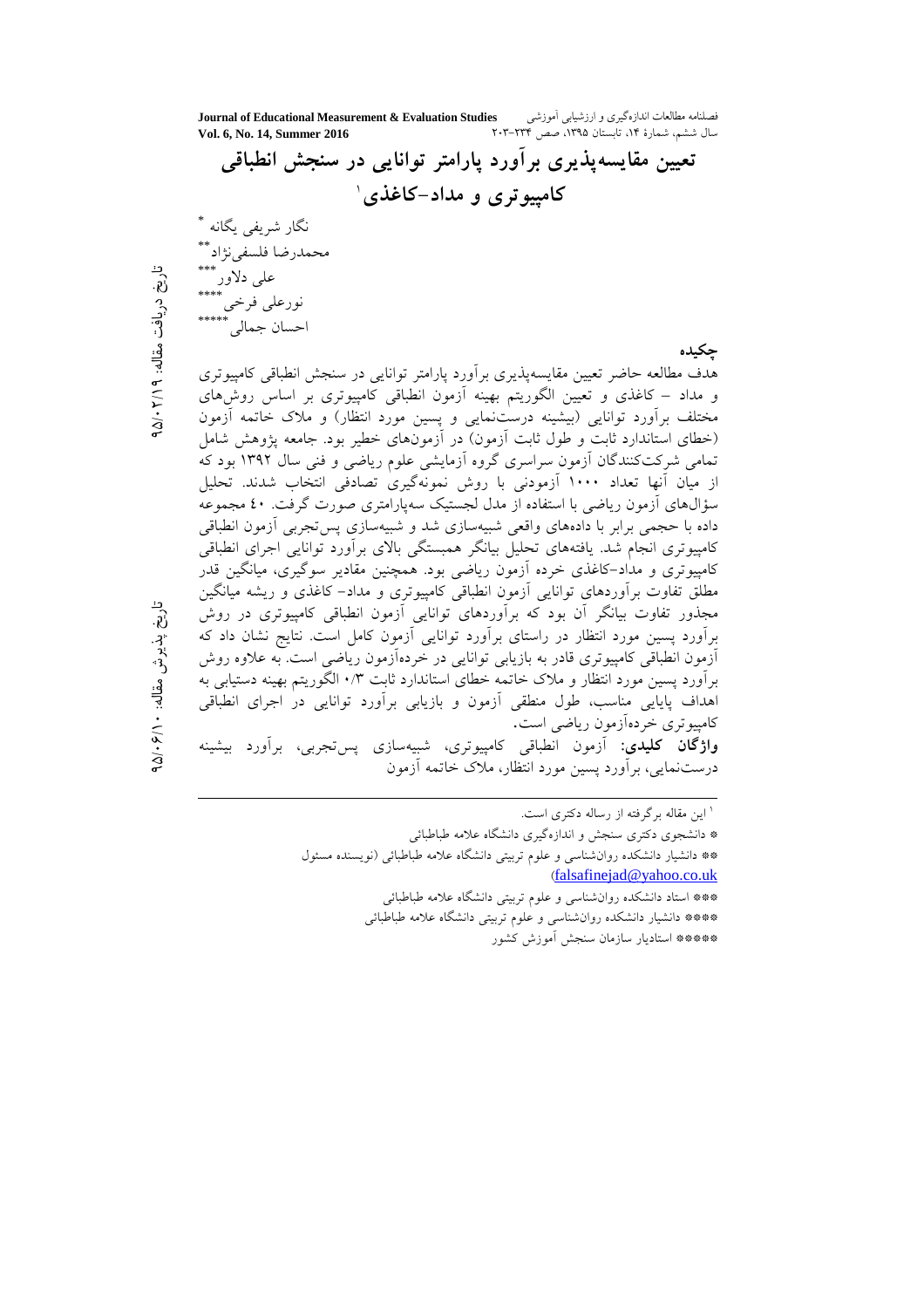# تعیین مقایسه‌پذیری برآورد پارامتر توانایی در سنجش انطباقی کامپیوتری و مداد-کاغذی[1]

نگار شریفی یگانه [*]

محمدرضا فلسفی‌نژاد[**]

علی دلاور[***]

نورعلی فرخی[****]

احسان جمالی[*****]

تاریخ دریافت مقاله: ۹۵/۰۲/۱۹

تاریخ پذیرش مقاله: ۹۵/۰۶/۱۰

## چکیده

هدف مطالعه حاضر تعیین مقایسه‌پذیری برآورد پارامتر توانایی در سنجش انطباقی کامپیوتری و مداد – کاغذی و تعیین الگوریتم بهینه آزمون انطباقی کامپیوتری بر اساس روش‌های مختلف برآورد توانایی (بیشینه درست‌نمایی و پسین مورد انتظار) و ملاک خاتمه آزمون (خطای استاندارد ثابت و طول ثابت آزمون) در آزمون‌های خطیر بود. جامعه پژوهش شامل تمامی شرکت‌کنندگان آزمون سراسری گروه آزمایشی علوم ریاضی و فنی سال ۱۳۹۲ بود که از میان آنها تعداد ۱۰۰۰ آزمودنی با روش نمونه‌گیری تصادفی انتخاب شدند. تحلیل سؤال‌های آزمون ریاضی با استفاده از مدل لجستیک سه‌پارامتری صورت گرفت. ۴۰ مجموعه داده با حجمی برابر با داده‌های واقعی شبیه‌سازی شد و شبیه‌سازی پس‌تجربی آزمون انطباقی کامپیوتری انجام شد. یافته‌های تحلیل بیانگر همبستگی بالای برآورد توانایی اجرای انطباقی کامپیوتری و مداد-کاغذی خرده آزمون ریاضی بود. همچنین مقادیر سوگیری، میانگین قدر مطلق تفاوت برآوردهای توانایی آزمون انطباقی کامپیوتری و مداد- کاغذی و ریشه میانگین مجذور تفاوت بیانگر آن بود که برآوردهای توانایی آزمون انطباقی کامپیوتری در روش برآورد پسین مورد انتظار در راستای برآورد توانایی آزمون کامل است. نتایج نشان داد که آزمون انطباقی کامپیوتری قادر به بازیابی توانایی در خرده‌آزمون ریاضی است. به علاوه روش برآورد پسین مورد انتظار و ملاک خاتمه خطای استاندارد ثابت ۰/۳ الگوریتم بهینه دستیابی به اهداف پایایی مناسب، طول منطقی آزمون و بازیابی برآورد توانایی در اجرای انطباقی کامپیوتری خرده‌آزمون ریاضی است.

**واژگان کلیدی:** آزمون انطباقی کامپیوتری، شبیه‌سازی پس‌تجربی، برآورد بیشینه درست‌نمایی، برآورد پسین مورد انتظار، ملاک خاتمه آزمون

---

[1] این مقاله برگرفته از رساله دکتری است.

[*] دانشجوی دکتری سنجش و اندازه‌گیری دانشگاه علامه طباطبائی

[**] دانشیار دانشکده روان‌شناسی و علوم تربیتی دانشگاه علامه طباطبائی (نویسنده مسئول falsafinejad@yahoo.co.uk)

[***] استاد دانشکده روان‌شناسی و علوم تربیتی دانشگاه علامه طباطبائی

[****] دانشیار دانشکده روان‌شناسی و علوم تربیتی دانشگاه علامه طباطبائی

[*****] استادیار سازمان سنجش آموزش کشور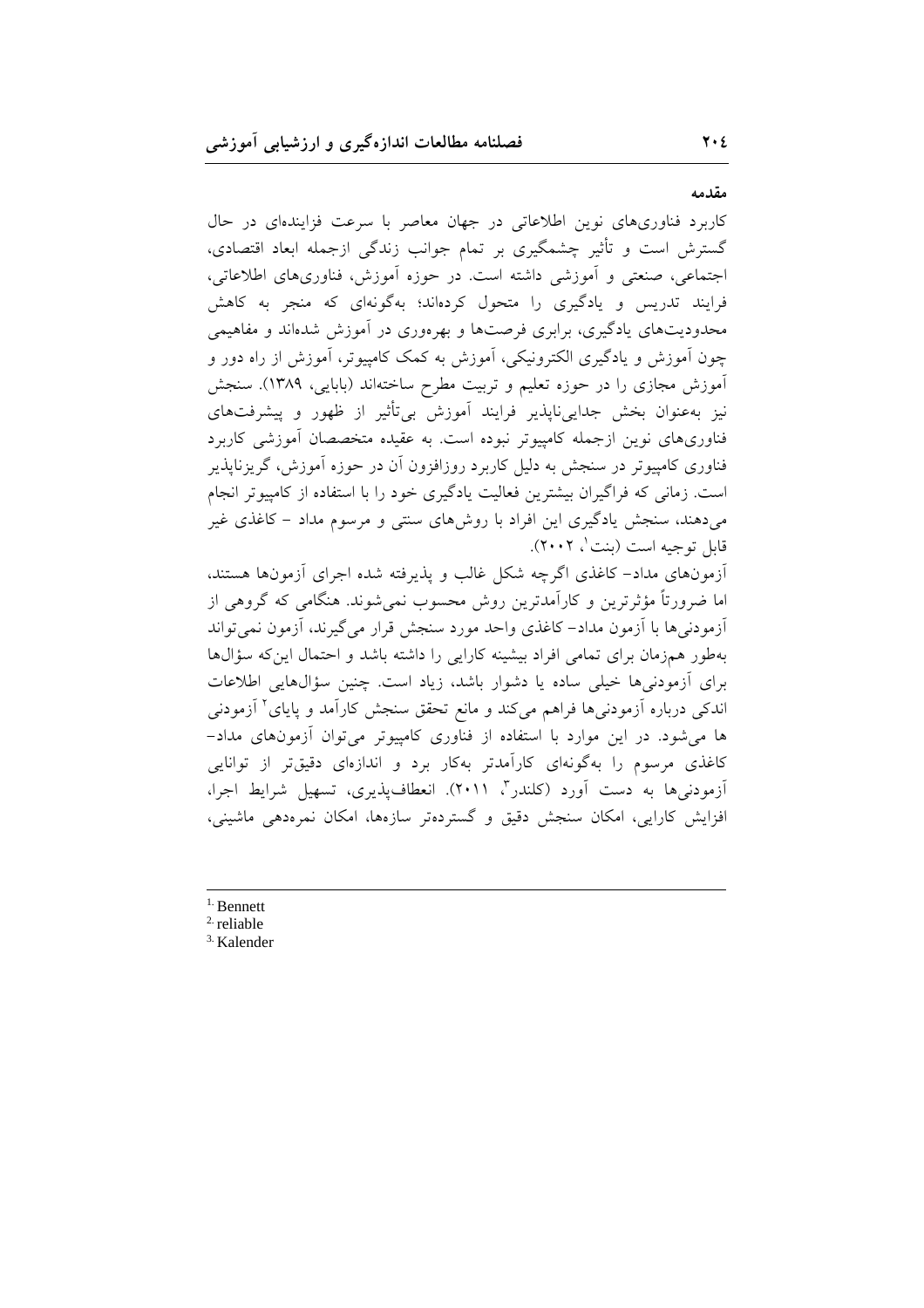## مقدمه

کاربرد فناوری‌های نوین اطلاعاتی در جهان معاصر با سرعت فزاینده‌ای در حال گسترش است و تأثیر چشمگیری بر تمام جوانب زندگی ازجمله ابعاد اقتصادی، اجتماعی، صنعتی و آموزشی داشته است. در حوزه آموزش، فناوری‌های اطلاعاتی، فرایند تدریس و یادگیری را متحول کرده‌اند؛ به‌گونه‌ای که منجر به کاهش محدودیت‌های یادگیری، برابری فرصت‌ها و بهره‌وری در آموزش شده‌اند و مفاهیمی چون آموزش و یادگیری الکترونیکی، آموزش به کمک کامپیوتر، آموزش از راه دور و آموزش مجازی را در حوزه تعلیم و تربیت مطرح ساخته‌اند (بابایی، ۱۳۸۹). سنجش نیز به‌عنوان بخش جدایی‌ناپذیر فرایند آموزش بی‌تأثیر از ظهور و پیشرفت‌های فناوری‌های نوین ازجمله کامپیوتر نبوده است. به عقیده متخصصان آموزشی کاربرد فناوری کامپیوتر در سنجش به دلیل کاربرد روزافزون آن در حوزه آموزش، گریزناپذیر است. زمانی که فراگیران بیشترین فعالیت یادگیری خود را با استفاده از کامپیوتر انجام می‌دهند، سنجش یادگیری این افراد با روش‌های سنتی و مرسوم مداد – کاغذی غیر قابل توجیه است (بنت[1]، ۲۰۰۲).

آزمون‌های مداد- کاغذی اگرچه شکل غالب و پذیرفته شده اجرای آزمون‌ها هستند، اما ضرورتاً مؤثرترین و کارآمدترین روش محسوب نمی‌شوند. هنگامی که گروهی از آزمودنی‌ها با آزمون مداد- کاغذی واحد مورد سنجش قرار می‌گیرند، آزمون نمی‌تواند به‌طور هم‌زمان برای تمامی افراد بیشینه کارایی را داشته باشد و احتمال این‌که سؤال‌ها برای آزمودنی‌ها خیلی ساده یا دشوار باشد، زیاد است. چنین سؤال‌هایی اطلاعات اندکی درباره آزمودنی‌ها فراهم می‌کند و مانع تحقق سنجش کارآمد و پایای[2] آزمودنی ها می‌شود. در این موارد با استفاده از فناوری کامپیوتر می‌توان آزمون‌های مداد- کاغذی مرسوم را به‌گونه‌ای کارآمدتر به‌کار برد و اندازه‌ای دقیق‌تر از توانایی آزمودنی‌ها به دست آورد (کلندر[3]، ۲۰۱۱). انعطاف‌پذیری، تسهیل شرایط اجرا، افزایش کارایی، امکان سنجش دقیق و گسترده‌تر سازه‌ها، امکان نمره‌دهی ماشینی،

---

1. Bennett
2. reliable
3. Kalender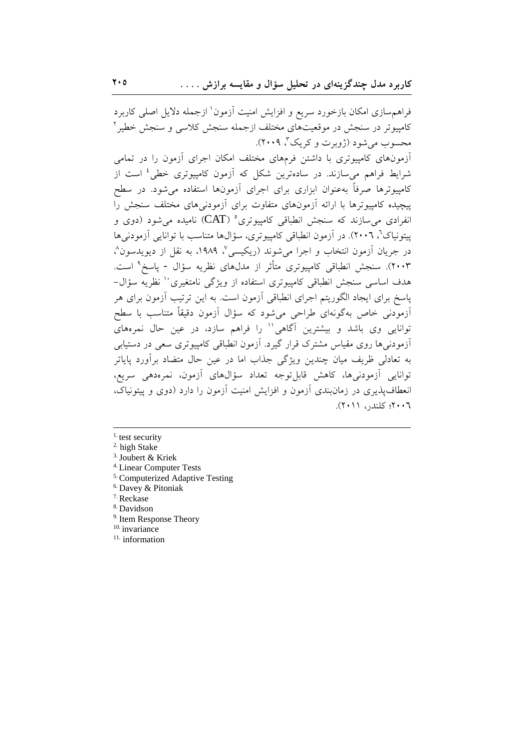فراهم‌سازی امکان بازخورد سریع و افزایش امنیت آزمون[1] ازجمله دلایل اصلی کاربرد کامپیوتر در سنجش در موقعیت‌های مختلف ازجمله سنجش کلاسی و سنجش خطیر[2] محسوب می‌شود (ژوبرت و کریک[3]، ۲۰۰۹).

آزمون‌های کامپیوتری با داشتن فرم‌های مختلف امکان اجرای آزمون را در تمامی شرایط فراهم می‌سازند. در ساده‌ترین شکل که آزمون کامپیوتری خطی[4] است از کامپیوترها صرفاً به‌عنوان ابزاری برای اجرای آزمون‌ها استفاده می‌شود. در سطح پیچیده کامپیوترها با ارائه آزمون‌های متفاوت برای آزمودنی‌های مختلف سنجش را انفرادی می‌سازند که سنجش انطباقی کامپیوتری[5] (CAT) نامیده می‌شود (دوی و پیتونیاک[6]، ۲۰۰۶). در آزمون انطباقی کامپیوتری، سؤال‌ها متناسب با توانایی آزمودنی‌ها در جریان آزمون انتخاب و اجرا می‌شوند (ریکیسی[7]، ۱۹۸۹، به نقل از دیویدسون[8]، ۲۰۰۳). سنجش انطباقی کامپیوتری متأثر از مدل‌های نظریه سؤال - پاسخ[9] است. هدف اساسی سنجش انطباقی کامپیوتری استفاده از ویژگی نامتغیری[10] نظریه سؤال-پاسخ برای ایجاد الگوریتم اجرای انطباقی آزمون است. به این ترتیب آزمون برای هر آزمودنی خاص به‌گونه‌ای طراحی می‌شود که سؤال آزمون دقیقاً متناسب با سطح توانایی وی باشد و بیشترین آگاهی[11] را فراهم سازد، در عین حال نمره‌های آزمودنی‌ها روی مقیاس مشترک قرار گیرد. آزمون انطباقی کامپیوتری سعی در دستیابی به تعادلی ظریف میان چندین ویژگی جذاب اما در عین حال متضاد برآورد پایاتر توانایی آزمودنی‌ها، کاهش قابل‌توجه تعداد سؤال‌های آزمون، نمره‌دهی سریع، انعطاف‌پذیری در زمان‌بندی آزمون و افزایش امنیت آزمون را دارد (دوی و پیتونیاک، ۲۰۰۶؛ کلندر، ۲۰۱۱).

---

1. test security
2. high Stake
3. Joubert & Kriek
4. Linear Computer Tests
5. Computerized Adaptive Testing
6. Davey & Pitoniak
7. Reckase
8. Davidson
9. Item Response Theory
10. invariance
11. information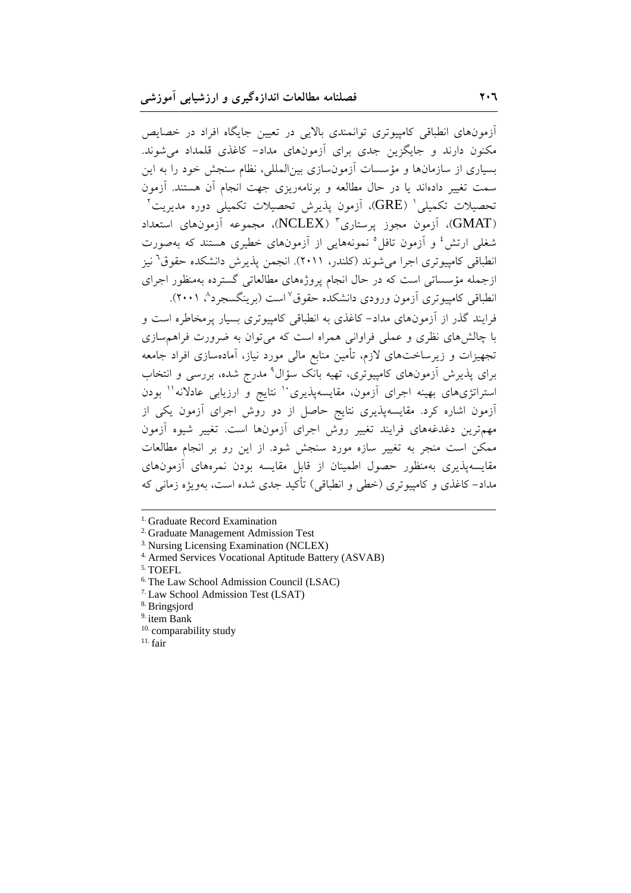آزمون‌های انطباقی کامپیوتری توانمندی بالایی در تعیین جایگاه افراد در خصایص مکنون دارند و جایگزین جدی برای آزمون‌های مداد- کاغذی قلمداد می‌شوند. بسیاری از سازمان‌ها و مؤسسات آزمون‌سازی بین‌المللی، نظام سنجش خود را به این سمت تغییر داده‌اند یا در حال مطالعه و برنامه‌ریزی جهت انجام آن هستند. آزمون تحصیلات تکمیلی[1] (GRE)، آزمون پذیرش تحصیلات تکمیلی دوره مدیریت[2] (GMAT)، آزمون مجوز پرستاری[3] (NCLEX)، مجموعه آزمون‌های استعداد شغلی ارتش[4] و آزمون تافل[5] نمونه‌هایی از آزمون‌های خطیری هستند که به‌صورت انطباقی کامپیوتری اجرا می‌شوند (کلندر، ۲۰۱۱). انجمن پذیرش دانشکده حقوق[6] نیز ازجمله مؤسساتی است که در حال انجام پروژه‌های مطالعاتی گسترده به‌منظور اجرای انطباقی کامپیوتری آزمون ورودی دانشکده حقوق[7] است (برینگسجرد[8]، ۲۰۰۱).

فرایند گذر از آزمون‌های مداد- کاغذی به انطباقی کامپیوتری بسیار پرمخاطره است و با چالش‌های نظری و عملی فراوانی همراه است که می‌توان به ضرورت فراهم‌سازی تجهیزات و زیرساخت‌های لازم، تأمین منابع مالی مورد نیاز، آماده‌سازی افراد جامعه برای پذیرش آزمون‌های کامپیوتری، تهیه بانک سؤال[9] مدرج شده، بررسی و انتخاب استراتژی‌های بهینه اجرای آزمون، مقایسه‌پذیری[10] نتایج و ارزیابی عادلانه[11] بودن آزمون اشاره کرد. مقایسه‌پذیری نتایج حاصل از دو روش اجرای آزمون یکی از مهم‌ترین دغدغه‌های فرایند تغییر روش اجرای آزمون‌ها است. تغییر شیوه آزمون ممکن است منجر به تغییر سازه مورد سنجش شود. از این رو بر انجام مطالعات مقایسه‌پذیری به‌منظور حصول اطمینان از قابل مقایسه بودن نمره‌های آزمون‌های مداد- کاغذی و کامپیوتری (خطی و انطباقی) تأکید جدی شده است، به‌ویژه زمانی که

---

1. Graduate Record Examination
2. Graduate Management Admission Test
3. Nursing Licensing Examination (NCLEX)
4. Armed Services Vocational Aptitude Battery (ASVAB)
5. TOEFL
6. The Law School Admission Council (LSAC)
7. Law School Admission Test (LSAT)
8. Bringsjord
9. item Bank
10. comparability study
11. fair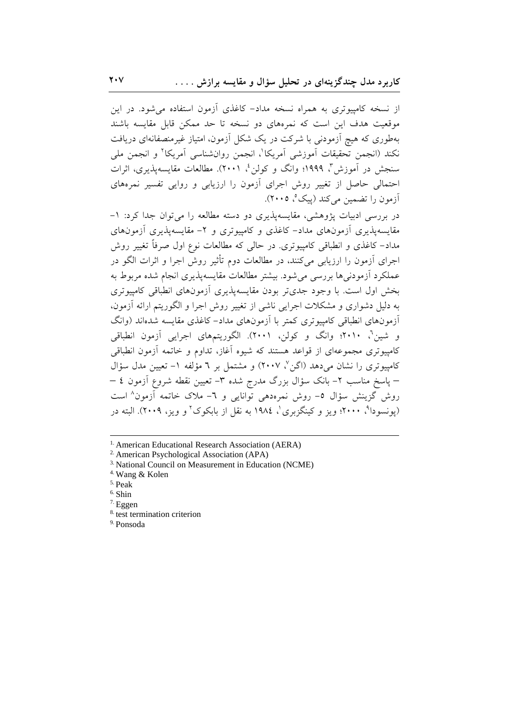از نسخه کامپیوتری به همراه نسخه مداد- کاغذی آزمون استفاده می‌شود. در این موقعیت هدف این است که نمره‌های دو نسخه تا حد ممکن قابل مقایسه باشند به‌طوری که هیچ آزمودنی با شرکت در یک شکل آزمون، امتیاز غیرمنصفانه‌ای دریافت نکند (انجمن تحقیقات آموزشی آمریکا[1]، انجمن روان‌شناسی آمریکا[2] و انجمن ملی سنجش در آموزش[3]، ۱۹۹۹؛ وانگ و کولن[4]، ۲۰۰۱). مطالعات مقایسه‌پذیری، اثرات احتمالی حاصل از تغییر روش اجرای آزمون را ارزیابی و روایی تفسیر نمره‌های آزمون را تضمین می‌کند (پیک[5]، ۲۰۰۵).

در بررسی ادبیات پژوهشی، مقایسه‌پذیری دو دسته مطالعه را می‌توان جدا کرد: ۱- مقایسه‌پذیری آزمون‌های مداد- کاغذی و کامپیوتری و ۲- مقایسه‌پذیری آزمون‌های مداد- کاغذی و انطباقی کامپیوتری. در حالی که مطالعات نوع اول صرفاً تغییر روش اجرای آزمون را ارزیابی می‌کنند، در مطالعات دوم تأثیر روش اجرا و اثرات الگو در عملکرد آزمودنی‌ها بررسی می‌شود. بیشتر مطالعات مقایسه‌پذیری انجام شده مربوط به بخش اول است. با وجود جدی‌تر بودن مقایسه‌پذیری آزمون‌های انطباقی کامپیوتری به دلیل دشواری و مشکلات اجرایی ناشی از تغییر روش اجرا و الگوریتم ارائه آزمون، آزمون‌های انطباقی کامپیوتری کمتر با آزمون‌های مداد- کاغذی مقایسه شده‌اند (وانگ و شین[6]، ۲۰۱۰؛ وانگ و کولن، ۲۰۰۱). الگوریتم‌های اجرایی آزمون انطباقی کامپیوتری مجموعه‌ای از قواعد هستند که شیوه آغاز، تداوم و خاتمه آزمون انطباقی کامپیوتری را نشان می‌دهد (اگن[7]، ۲۰۰۷) و مشتمل بر ۶ مؤلفه ۱- تعیین مدل سؤال – پاسخ مناسب ۲- بانک سؤال بزرگ مدرج شده ۳- تعیین نقطه شروع آزمون ۴ – روش گزینش سؤال ۵- روش نمره‌دهی توانایی و ۶- ملاک خاتمه آزمون[8] است (پونسودا[9]، ۲۰۰۰؛ ویز و کینگزبری[1]، ۱۹۸۴ به نقل از بابکوک[2] و ویز، ۲۰۰۹). البته در

---

1. American Educational Research Association (AERA)
2. American Psychological Association (APA)
3. National Council on Measurement in Education (NCME)
4. Wang & Kolen
5. Peak
6. Shin
7. Eggen
8. test termination criterion
9. Ponsoda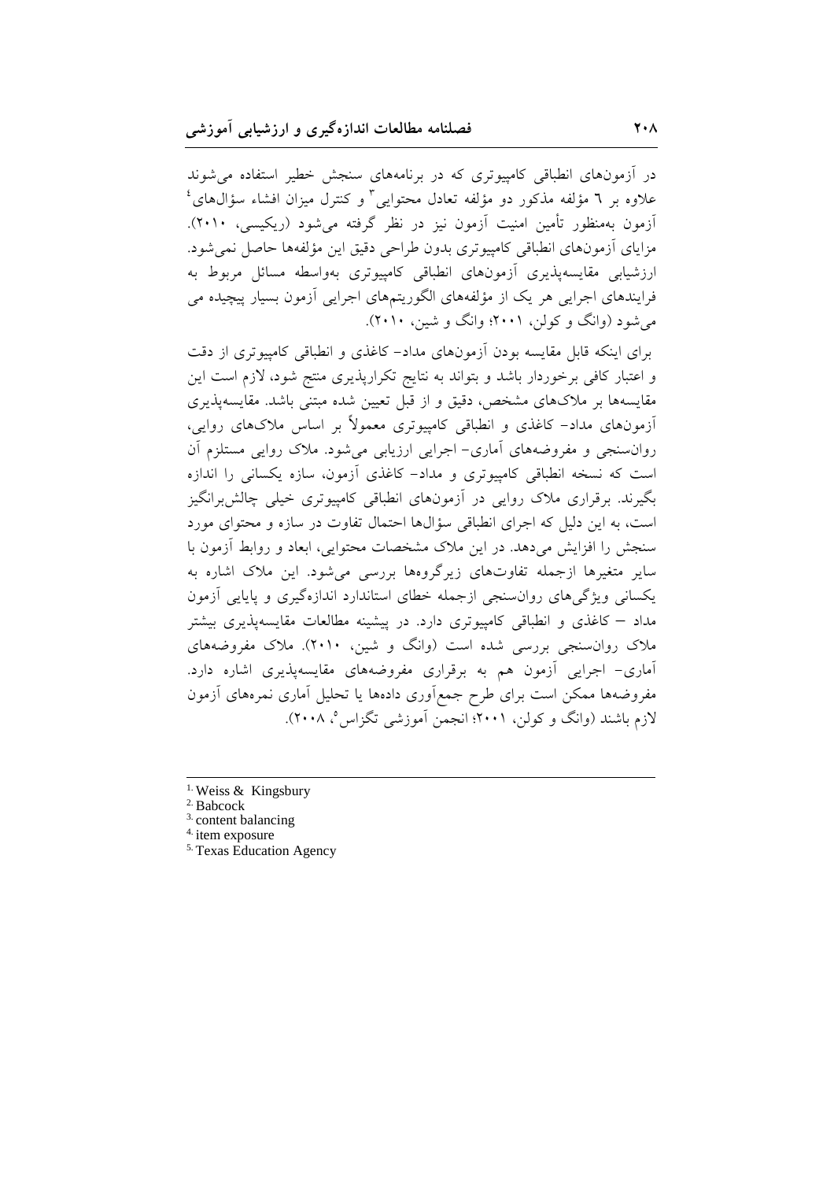در آزمون‌های انطباقی کامپیوتری که در برنامه‌های سنجش خطیر استفاده می‌شوند علاوه بر ٦ مؤلفه مذکور دو مؤلفه تعادل محتوایی[3] و کنترل میزان افشاء سؤال‌های[4] آزمون به‌منظور تأمین امنیت آزمون نیز در نظر گرفته می‌شود (ریکیسی، ٢٠١٠). مزایای آزمون‌های انطباقی کامپیوتری بدون طراحی دقیق این مؤلفه‌ها حاصل نمی‌شود. ارزشیابی مقایسه‌پذیری آزمون‌های انطباقی کامپیوتری به‌واسطه مسائل مربوط به فرایندهای اجرایی هر یک از مؤلفه‌های الگوریتم‌های اجرایی آزمون بسیار پیچیده می می‌شود (وانگ و کولن، ٢٠٠١؛ وانگ و شین، ٢٠١٠).

برای اینکه قابل مقایسه بودن آزمون‌های مداد- کاغذی و انطباقی کامپیوتری از دقت و اعتبار کافی برخوردار باشد و بتواند به نتایج تکرارپذیری منتج شود، لازم است این مقایسه‌ها بر ملاک‌های مشخص، دقیق و از قبل تعیین شده مبتنی باشد. مقایسه‌پذیری آزمون‌های مداد- کاغذی و انطباقی کامپیوتری معمولاً بر اساس ملاک‌های روایی، روان‌سنجی و مفروضه‌های آماری- اجرایی ارزیابی می‌شود. ملاک روایی مستلزم آن است که نسخه انطباقی کامپیوتری و مداد- کاغذی آزمون، سازه یکسانی را اندازه بگیرند. برقراری ملاک روایی در آزمون‌های انطباقی کامپیوتری خیلی چالش‌برانگیز است، به این دلیل که اجرای انطباقی سؤال‌ها احتمال تفاوت در سازه و محتوای مورد سنجش را افزایش می‌دهد. در این ملاک مشخصات محتوایی، ابعاد و روابط آزمون با سایر متغیرها ازجمله تفاوت‌های زیرگروه‌ها بررسی می‌شود. این ملاک اشاره به یکسانی ویژگی‌های روان‌سنجی ازجمله خطای استاندارد اندازه‌گیری و پایایی آزمون مداد – کاغذی و انطباقی کامپیوتری دارد. در پیشینه مطالعات مقایسه‌پذیری بیشتر ملاک روان‌سنجی بررسی شده است (وانگ و شین، ٢٠١٠). ملاک مفروضه‌های آماری- اجرایی آزمون هم به برقراری مفروضه‌های مقایسه‌پذیری اشاره دارد. مفروضه‌ها ممکن است برای طرح جمع‌آوری داده‌ها یا تحلیل آماری نمره‌های آزمون لازم باشند (وانگ و کولن، ٢٠٠١؛ انجمن آموزشی تگزاس[5]، ٢٠٠٨).

---

1. Weiss & Kingsbury
2. Babcock
3. content balancing
4. item exposure
5. Texas Education Agency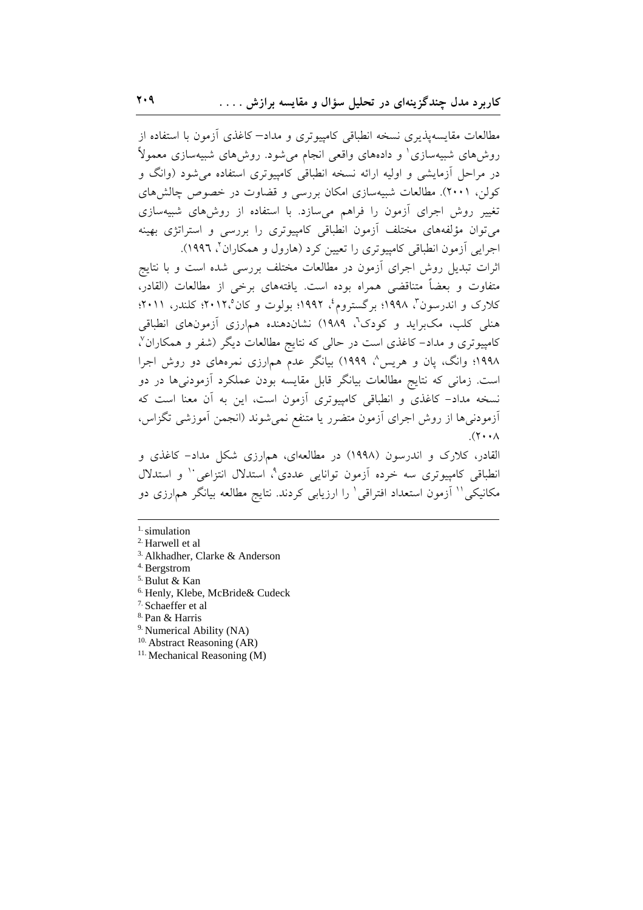مطالعات مقایسه‌پذیری نسخه انطباقی کامپیوتری و مداد– کاغذی آزمون با استفاده از روش‌های شبیه‌سازی[1] و داده‌های واقعی انجام می‌شود. روش‌های شبیه‌سازی معمولاً در مراحل آزمایشی و اولیه ارائه نسخه انطباقی کامپیوتری استفاده می‌شود (وانگ و کولن، ۲۰۰۱). مطالعات شبیه‌سازی امکان بررسی و قضاوت در خصوص چالش‌های تغییر روش اجرای آزمون را فراهم می‌سازد. با استفاده از روش‌های شبیه‌سازی می‌توان مؤلفه‌های مختلف آزمون انطباقی کامپیوتری را بررسی و استراتژی بهینه اجرایی آزمون انطباقی کامپیوتری را تعیین کرد (هارول و همکاران[2]، ۱۹۹۶).

اثرات تبدیل روش اجرای آزمون در مطالعات مختلف بررسی شده است و با نتایج متفاوت و بعضاً متناقضی همراه بوده است. یافته‌های برخی از مطالعات (القادر، کلارک و اندرسون[3]، ۱۹۹۸؛ برگستروم[4]، ۱۹۹۲؛ بولوت و کان[5]،۲۰۱۲؛ کلندر، ۲۰۱۱؛ هنلی کلب، مک‌براید و کودک[6]، ۱۹۸۹) نشان‌دهنده هم‌ارزی آزمون‌های انطباقی کامپیوتری و مداد– کاغذی است در حالی که نتایج مطالعات دیگر (شفر و همکاران[7]، ۱۹۹۸؛ وانگ، پان و هریس[8]، ۱۹۹۹) بیانگر عدم هم‌ارزی نمره‌های دو روش اجرا است. زمانی که نتایج مطالعات بیانگر قابل مقایسه بودن عملکرد آزمودنی‌ها در دو نسخه مداد– کاغذی و انطباقی کامپیوتری آزمون است، این به آن معنا است که آزمودنی‌ها از روش اجرای آزمون متضرر یا متنفع نمی‌شوند (انجمن آموزشی تگزاس، ۲۰۰۸).

القادر، کلارک و اندرسون (۱۹۹۸) در مطالعه‌ای، هم‌ارزی شکل مداد– کاغذی و انطباقی کامپیوتری سه خرده آزمون توانایی عددی[9]، استدلال انتزاعی[10] و استدلال مکانیکی[11] آزمون استعداد افتراقی[1] را ارزیابی کردند. نتایج مطالعه بیانگر هم‌ارزی دو

---

1. simulation
2. Harwell et al
3. Alkhadher, Clarke & Anderson
4. Bergstrom
5. Bulut & Kan
6. Henly, Klebe, McBride& Cudeck
7. Schaeffer et al
8. Pan & Harris
9. Numerical Ability (NA)
10. Abstract Reasoning (AR)
11. Mechanical Reasoning (M)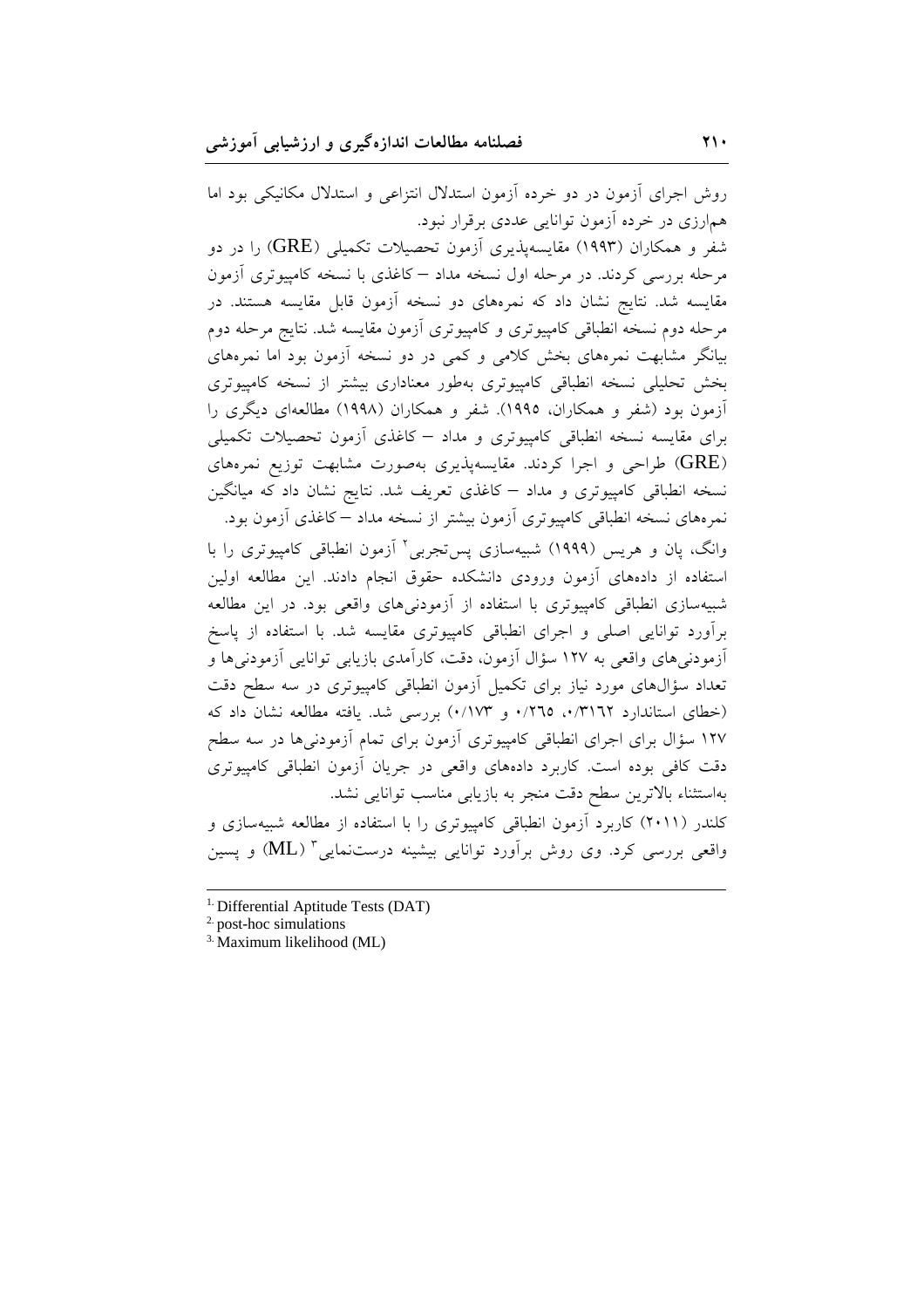روش اجرای آزمون در دو خرده آزمون استدلال انتزاعی و استدلال مکانیکی بود اما هم‌ارزی در خرده آزمون توانایی عددی برقرار نبود.

شفر و همکاران (۱۹۹۳) مقایسه‌پذیری آزمون تحصیلات تکمیلی (GRE) را در دو مرحله بررسی کردند. در مرحله اول نسخه مداد – کاغذی با نسخه کامپیوتری آزمون مقایسه شد. نتایج نشان داد که نمره‌های دو نسخه آزمون قابل مقایسه هستند. در مرحله دوم نسخه انطباقی کامپیوتری و کامپیوتری آزمون مقایسه شد. نتایج مرحله دوم بیانگر مشابهت نمره‌های بخش کلامی و کمی در دو نسخه آزمون بود اما نمره‌های بخش تحلیلی نسخه انطباقی کامپیوتری به‌طور معناداری بیشتر از نسخه کامپیوتری آزمون بود (شفر و همکاران، ۱۹۹۵). شفر و همکاران (۱۹۹۸) مطالعه‌ای دیگری را برای مقایسه نسخه انطباقی کامپیوتری و مداد – کاغذی آزمون تحصیلات تکمیلی (GRE) طراحی و اجرا کردند. مقایسه‌پذیری به‌صورت مشابهت توزیع نمره‌های نسخه انطباقی کامپیوتری و مداد – کاغذی تعریف شد. نتایج نشان داد که میانگین نمره‌های نسخه انطباقی کامپیوتری آزمون بیشتر از نسخه مداد – کاغذی آزمون بود.

وانگ، پان و هریس (۱۹۹۹) شبیه‌سازی پس‌تجربی[2] آزمون انطباقی کامپیوتری را با استفاده از داده‌های آزمون ورودی دانشکده حقوق انجام دادند. این مطالعه اولین شبیه‌سازی انطباقی کامپیوتری با استفاده از آزمودنی‌های واقعی بود. در این مطالعه برآورد توانایی اصلی و اجرای انطباقی کامپیوتری مقایسه شد. با استفاده از پاسخ آزمودنی‌های واقعی به ۱۲۷ سؤال آزمون، دقت، کارآمدی بازیابی توانایی آزمودنی‌ها و تعداد سؤال‌های مورد نیاز برای تکمیل آزمون انطباقی کامپیوتری در سه سطح دقت (خطای استاندارد ۰/۳۱۶۲، ۰/۲٦٥ و ۰/۱۷۳) بررسی شد. یافته مطالعه نشان داد که ۱۲۷ سؤال برای اجرای انطباقی کامپیوتری آزمون برای تمام آزمودنی‌ها در سه سطح دقت کافی بوده است. کاربرد داده‌های واقعی در جریان آزمون انطباقی کامپیوتری به‌استثناء بالاترین سطح دقت منجر به بازیابی مناسب توانایی نشد.

کلندر (۲۰۱۱) کاربرد آزمون انطباقی کامپیوتری را با استفاده از مطالعه شبیه‌سازی و واقعی بررسی کرد. وی روش برآورد توانایی بیشینه درست‌نمایی[3] (ML) و پسین

---

[1] Differential Aptitude Tests (DAT)

[2] post-hoc simulations

[3] Maximum likelihood (ML)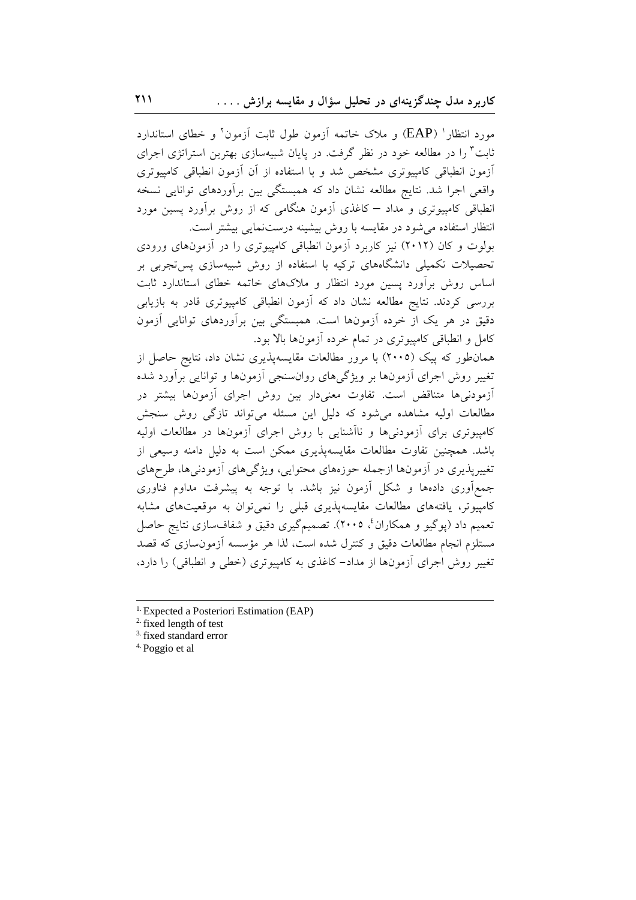مورد انتظار[1] (EAP) و ملاک خاتمه آزمون طول ثابت آزمون[2] و خطای استاندارد ثابت[3] را در مطالعه خود در نظر گرفت. در پایان شبیه‌سازی بهترین استراتژی اجرای آزمون انطباقی کامپیوتری مشخص شد و با استفاده از آن آزمون انطباقی کامپیوتری واقعی اجرا شد. نتایج مطالعه نشان داد که همبستگی بین برآوردهای توانایی نسخه انطباقی کامپیوتری و مداد – کاغذی آزمون هنگامی که از روش برآورد پسین مورد انتظار استفاده می‌شود در مقایسه با روش بیشینه درست‌نمایی بیشتر است.

بولوت و کان (۲۰۱۲) نیز کاربرد آزمون انطباقی کامپیوتری را در آزمون‌های ورودی تحصیلات تکمیلی دانشگاه‌های ترکیه با استفاده از روش شبیه‌سازی پس‌تجربی بر اساس روش برآورد پسین مورد انتظار و ملاک‌های خاتمه خطای استاندارد ثابت بررسی کردند. نتایج مطالعه نشان داد که آزمون انطباقی کامپیوتری قادر به بازیابی دقیق در هر یک از خرده آزمون‌ها است. همبستگی بین برآوردهای توانایی آزمون کامل و انطباقی کامپیوتری در تمام خرده آزمون‌ها بالا بود.

همان‌طور که پیک (۲۰۰۵) با مرور مطالعات مقایسه‌پذیری نشان داد، نتایج حاصل از تغییر روش اجرای آزمون‌ها بر ویژگی‌های روان‌سنجی آزمون‌ها و توانایی برآورد شده آزمودنی‌ها متناقض است. تفاوت معنی‌دار بین روش اجرای آزمون‌ها بیشتر در مطالعات اولیه مشاهده می‌شود که دلیل این مسئله می‌تواند تازگی روش سنجش کامپیوتری برای آزمودنی‌ها و ناآشنایی با روش اجرای آزمون‌ها در مطالعات اولیه باشد. همچنین تفاوت مطالعات مقایسه‌پذیری ممکن است به دلیل دامنه وسیعی از تغییرپذیری در آزمون‌ها ازجمله حوزه‌های محتوایی، ویژگی‌های آزمودنی‌ها، طرح‌های جمع‌آوری داده‌ها و شکل آزمون نیز باشد. با توجه به پیشرفت مداوم فناوری کامپیوتر، یافته‌های مطالعات مقایسه‌پذیری قبلی را نمی‌توان به موقعیت‌های مشابه تعمیم داد (پوگیو و همکاران[4]، ۲۰۰۵). تصمیم‌گیری دقیق و شفاف‌سازی نتایج حاصل مستلزم انجام مطالعات دقیق و کنترل شده است، لذا هر مؤسسه آزمون‌سازی که قصد تغییر روش اجرای آزمون‌ها از مداد– کاغذی به کامپیوتری (خطی و انطباقی) را دارد،

---

[1] Expected a Posteriori Estimation (EAP)

[2] fixed length of test

[3] fixed standard error

[4] Poggio et al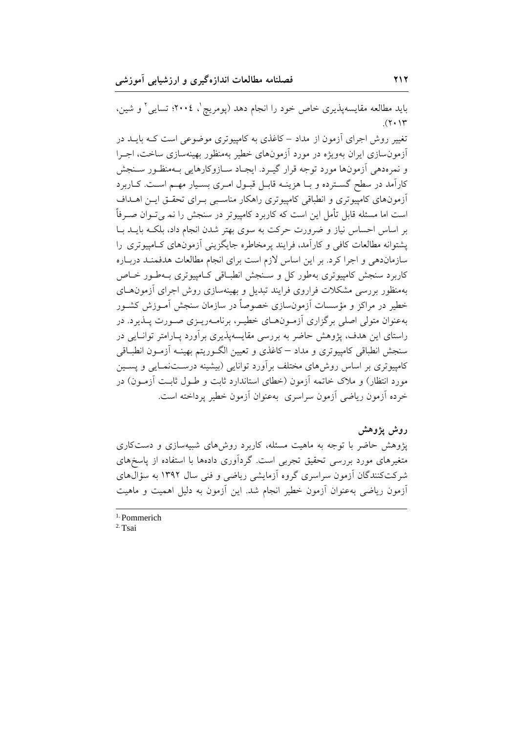باید مطالعه مقایسه‌پذیری خاص خود را انجام دهد (پومریچ[1]، ۲۰۰٤؛ تسایی[2] و شین، ۲۰۱۳).

تغییر روش اجرای آزمون از مداد – کاغذی به کامپیوتری موضوعی است کـه بایـد در آزمون‌سازی ایران به‌ویژه در مورد آزمون‌های خطیر به‌منظور بهینه‌سازی ساخت، اجـرا و نمره‌دهی آزمون‌ها مورد توجه قرار گیـرد. ایجـاد سـازوکارهایی بـه‌منظـور سـنجش کارآمد در سطح گسـترده و بـا هزینـه قابـل قبـول امـری بسـیار مهـم اسـت. کـاربرد آزمون‌های کامپیوتری و انطباقی کامپیوتری راهکار مناسـبی بـرای تحقـق ایـن اهـداف است اما مسئله قابل تأمل این است که کاربرد کامپیوتر در سنجش را نمی‌تـوان صـرفاً بر اساس احساس نیاز و ضرورت حرکت به سوی بهتر شدن انجام داد، بلکـه بایـد بـا پشتوانه مطالعات کافی و کارآمد، فرایند پرمخاطره جایگزینی آزمون‌های کـامپیوتری را سازمان‌دهی و اجرا کرد. بر این اساس لازم است برای انجام مطالعات هدفمنـد دربـاره کاربرد سنجش کامپیوتری به‌طور کل و سـنجش انطبـاقی کـامپیوتری بـه‌طـور خـاص به‌منظور بررسی مشکلات فراروی فرایند تبدیل و بهینه‌سازی روش اجرای آزمون‌هـای خطیر در مراکز و مؤسسات آزمون‌سازی خصوصاً در سازمان سنجش آمـوزش کشـور به‌عنوان متولی اصلی برگزاری آزمـون‌هـای خطیـر، برنامـه‌ریـزی صـورت پـذیرد. در راستای این هدف، پژوهش حاضر به بررسی مقایسه‌پذیری برآورد پـارامتر توانـایی در سنجش انطباقی کامپیوتری و مداد – کاغذی و تعیین الگـوریتم بهینـه آزمـون انطبـاقی کامپیوتری بر اساس روش‌های مختلف برآورد توانایی (بیشینه درسـت‌نمـایی و پسـین مورد انتظار) و ملاک خاتمه آزمون (خطای استاندارد ثابت و طـول ثابـت آزمـون) در خرده آزمون ریاضی آزمون سراسری به‌عنوان آزمون خطیر پرداخته است.

## روش پژوهش

پژوهش حاضر با توجه به ماهیت مسئله، کاربرد روش‌های شبیه‌سازی و دست‌کاری متغیرهای مورد بررسی تحقیق تجربی است. گردآوری داده‌ها با استفاده از پاسخ‌های شرکت‌کنندگان آزمون سراسری گروه آزمایشی ریاضی و فنی سال ۱۳۹۲ به سؤال‌های آزمون ریاضی به‌عنوان آزمون خطیر انجام شد. این آزمون به دلیل اهمیت و ماهیت

---

1. Pommerich
2. Tsai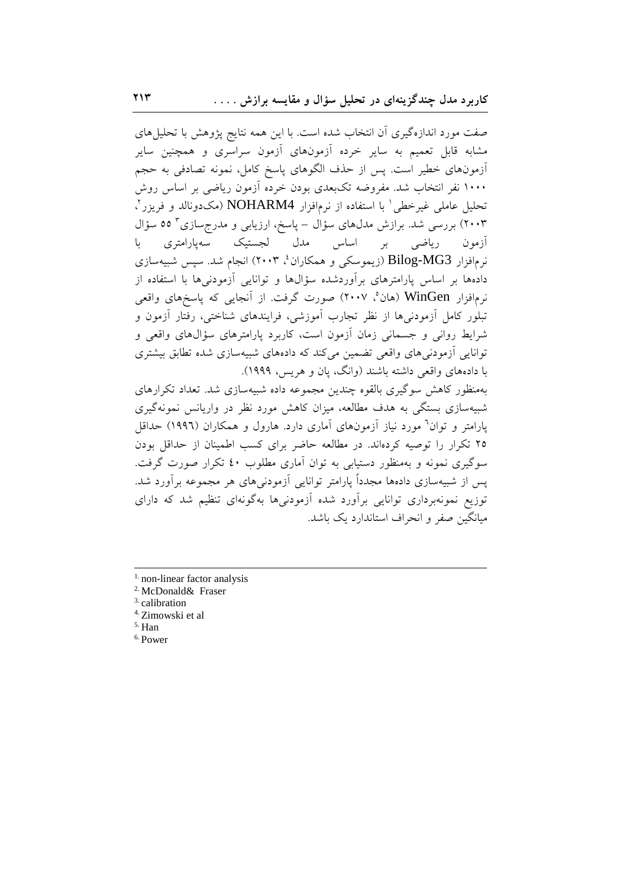صفت مورد اندازه‌گیری آن انتخاب شده است. با این همه نتایج پژوهش با تحلیل‌های مشابه قابل تعمیم به سایر خرده آزمون‌های آزمون سراسری و همچنین سایر آزمون‌های خطیر است. پس از حذف الگوهای پاسخ کامل، نمونه تصادفی به حجم ۱۰۰۰ نفر انتخاب شد. مفروضه تک‌بعدی بودن خرده آزمون ریاضی بر اساس روش تحلیل عاملی غیرخطی[1] با استفاده از نرم‌افزار NOHARM4 (مک‌دونالد و فریزر[2]، ۲۰۰۳) بررسی شد. برازش مدل‌های سؤال – پاسخ، ارزیابی و مدرج‌سازی[3] ۵۵ سؤال آزمون ریاضی بر اساس مدل لجستیک سه‌پارامتری با نرم‌افزار Bilog-MG3 (زیموسکی و همکاران[4]، ۲۰۰۳) انجام شد. سپس شبیه‌سازی داده‌ها بر اساس پارامترهای برآوردشده سؤال‌ها و توانایی آزمودنی‌ها با استفاده از نرم‌افزار WinGen (هان[5]، ۲۰۰۷) صورت گرفت. از آنجایی که پاسخ‌های واقعی تبلور کامل آزمودنی‌ها از نظر تجارب آموزشی، فرایندهای شناختی، رفتار آزمون و شرایط روانی و جسمانی زمان آزمون است، کاربرد پارامترهای سؤال‌های واقعی و توانایی آزمودنی‌های واقعی تضمین می‌کند که داده‌های شبیه‌سازی شده تطابق بیشتری با داده‌های واقعی داشته باشند (وانگ، پان و هریس، ۱۹۹۹).

به‌منظور کاهش سوگیری بالقوه چندین مجموعه داده شبیه‌سازی شد. تعداد تکرارهای شبیه‌سازی بستگی به هدف مطالعه، میزان کاهش مورد نظر در واریانس نمونه‌گیری پارامتر و توان[6] مورد نیاز آزمون‌های آماری دارد. هارول و همکاران (۱۹۹۶) حداقل ۲۵ تکرار را توصیه کرده‌اند. در مطالعه حاضر برای کسب اطمینان از حداقل بودن سوگیری نمونه و به‌منظور دستیابی به توان آماری مطلوب ۴۰ تکرار صورت گرفت. پس از شبیه‌سازی داده‌ها مجدداً پارامتر توانایی آزمودنی‌های هر مجموعه برآورد شد. توزیع نمونه‌برداری توانایی برآورد شده آزمودنی‌ها به‌گونه‌ای تنظیم شد که دارای میانگین صفر و انحراف استاندارد یک باشد.

---

1. non-linear factor analysis
2. McDonald& Fraser
3. calibration
4. Zimowski et al
5. Han
6. Power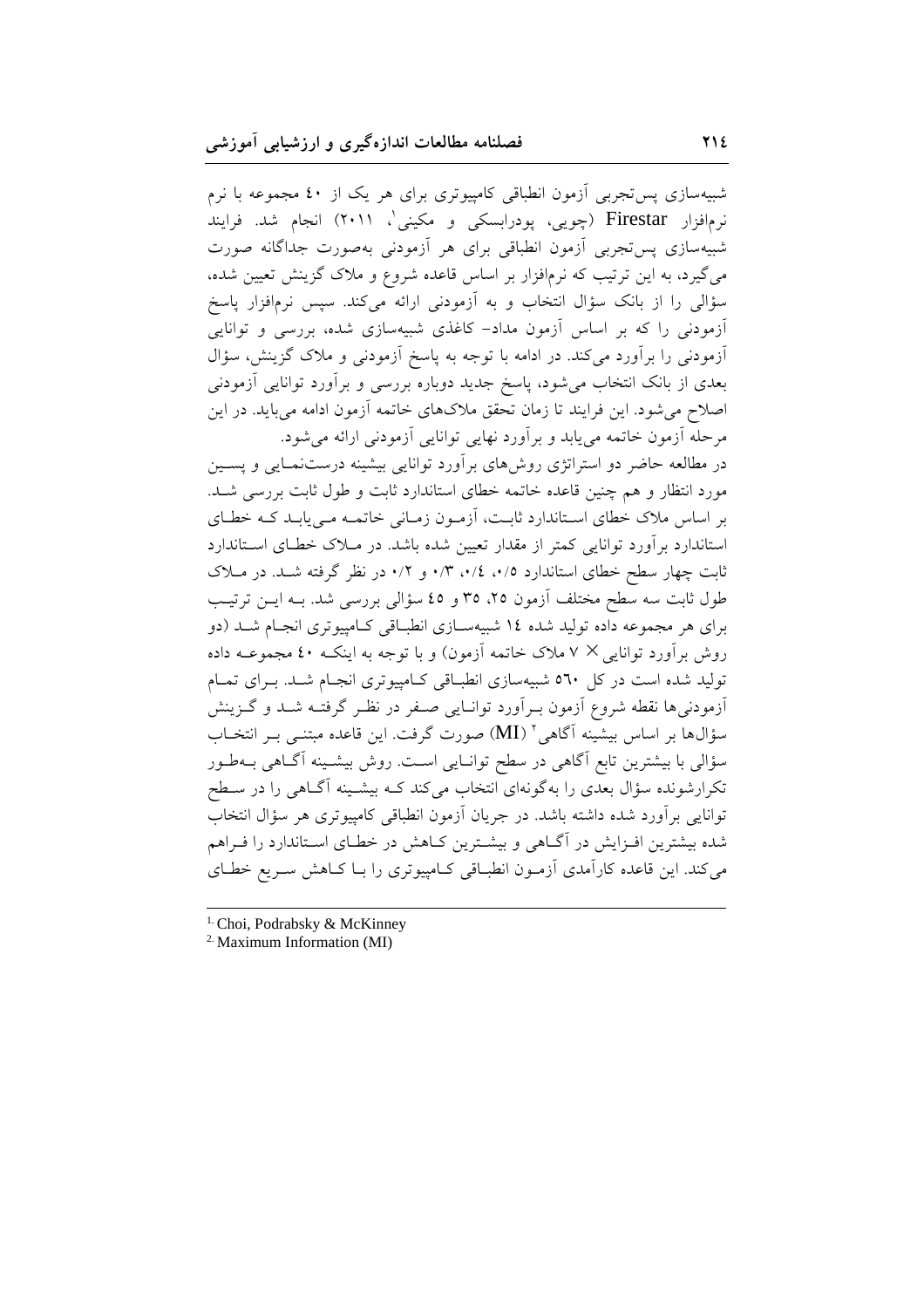شبیه‌سازی پس‌تجربی آزمون انطباقی کامپیوتری برای هر یک از ۴۰ مجموعه با نرم نرم‌افزار Firestar (چویی، پودرابسکی و مکینی[1]، ۲۰۱۱) انجام شد. فرایند شبیه‌سازی پس‌تجربی آزمون انطباقی برای هر آزمودنی به‌صورت جداگانه صورت می‌گیرد، به این ترتیب که نرم‌افزار بر اساس قاعده شروع و ملاک گزینش تعیین شده، سؤالی را از بانک سؤال انتخاب و به آزمودنی ارائه می‌کند. سپس نرم‌افزار پاسخ آزمودنی را که بر اساس آزمون مداد- کاغذی شبیه‌سازی شده، بررسی و توانایی آزمودنی را برآورد می‌کند. در ادامه با توجه به پاسخ آزمودنی و ملاک گزینش، سؤال بعدی از بانک انتخاب می‌شود، پاسخ جدید دوباره بررسی و برآورد توانایی آزمودنی اصلاح می‌شود. این فرایند تا زمان تحقق ملاک‌های خاتمه آزمون ادامه می‌یابد. در این مرحله آزمون خاتمه می‌یابد و برآورد نهایی توانایی آزمودنی ارائه می‌شود.

در مطالعه حاضر دو استراتژی روش‌های برآورد توانایی بیشینه درست‌نمایی و پسین مورد انتظار و هم چنین قاعده خاتمه خطای استاندارد ثابت و طول ثابت بررسی شد. بر اساس ملاک خطای استاندارد ثابت، آزمون زمانی خاتمه می‌یابد که خطای استاندارد برآورد توانایی کمتر از مقدار تعیین شده باشد. در ملاک خطای استاندارد ثابت چهار سطح خطای استاندارد ۰/۵، ۰/۴، ۰/۳ و ۰/۲ در نظر گرفته شد. در ملاک طول ثابت سه سطح مختلف آزمون ۲۵، ۳۵ و ۴۵ سؤالی بررسی شد. به این ترتیب برای هر مجموعه داده تولید شده ۱۴ شبیه‌سازی انطباقی کامپیوتری انجام شد (دو روش برآورد توانایی × ۷ ملاک خاتمه آزمون) و با توجه به اینکه ۴۰ مجموعه داده تولید شده است در کل ۵۶۰ شبیه‌سازی انطباقی کامپیوتری انجام شد. برای تمام آزمودنی‌ها نقطه شروع آزمون برآورد توانایی صفر در نظر گرفته شد و گزینش سؤال‌ها بر اساس بیشینه آگاهی[2] (MI) صورت گرفت. این قاعده مبتنی بر انتخاب سؤالی با بیشترین تابع آگاهی در سطح توانایی است. روش بیشینه آگاهی به‌طور تکرارشونده سؤال بعدی را به‌گونه‌ای انتخاب می‌کند که بیشینه آگاهی را در سطح توانایی برآورد شده داشته باشد. در جریان آزمون انطباقی کامپیوتری هر سؤال انتخاب شده بیشترین افزایش در آگاهی و بیشترین کاهش در خطای استاندارد را فراهم می‌کند. این قاعده کارآمدی آزمون انطباقی کامپیوتری را با کاهش سریع خطای

---

1. Choi, Podrabsky & McKinney
2. Maximum Information (MI)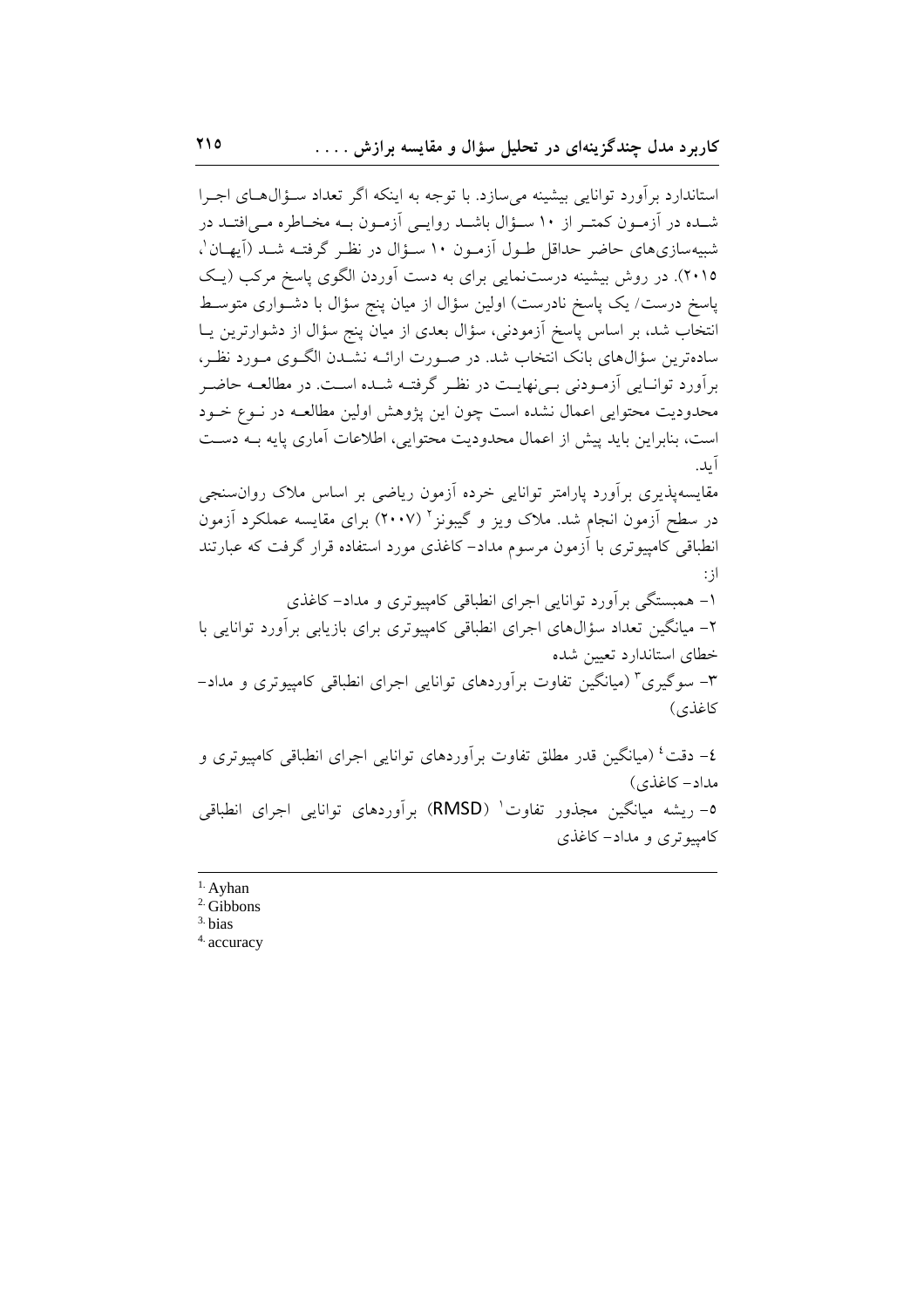استاندارد برآورد توانایی بیشینه می‌سازد. با توجه به اینکه اگر تعداد سؤال‌های اجرا شده در آزمون کمتر از ۱۰ سؤال باشد روایی آزمون به مخاطره می‌افتد در شبیه‌سازی‌های حاضر حداقل طول آزمون ۱۰ سؤال در نظر گرفته شد (آیهان[1]، ۲۰۱۵). در روش بیشینه درست‌نمایی برای به دست آوردن الگوی پاسخ مرکب (یک پاسخ درست/ یک پاسخ نادرست) اولین سؤال از میان پنج سؤال با دشواری متوسط انتخاب شد، بر اساس پاسخ آزمودنی، سؤال بعدی از میان پنج سؤال از دشوارترین یا ساده‌ترین سؤال‌های بانک انتخاب شد. در صورت ارائه نشدن الگوی مورد نظر، برآورد توانایی آزمودنی بی‌نهایت در نظر گرفته شده است. در مطالعه حاضر محدودیت محتوایی اعمال نشده است چون این پژوهش اولین مطالعه در نوع خود است، بنابراین باید پیش از اعمال محدودیت محتوایی، اطلاعات آماری پایه به دست آید.

مقایسه‌پذیری برآورد پارامتر توانایی خرده آزمون ریاضی بر اساس ملاک روان‌سنجی در سطح آزمون انجام شد. ملاک ویز و گیبونز[2] (۲۰۰۷) برای مقایسه عملکرد آزمون انطباقی کامپیوتری با آزمون مرسوم مداد- کاغذی مورد استفاده قرار گرفت که عبارتند از:

۱- همبستگی برآورد توانایی اجرای انطباقی کامپیوتری و مداد- کاغذی

۲- میانگین تعداد سؤال‌های اجرای انطباقی کامپیوتری برای بازیابی برآورد توانایی با خطای استاندارد تعیین شده

۳- سوگیری[3] (میانگین تفاوت برآوردهای توانایی اجرای انطباقی کامپیوتری و مداد- کاغذی)

۴- دقت[4] (میانگین قدر مطلق تفاوت برآوردهای توانایی اجرای انطباقی کامپیوتری و مداد- کاغذی)

۵- ریشه میانگین مجذور تفاوت[1] (RMSD) برآوردهای توانایی اجرای انطباقی کامپیوتری و مداد- کاغذی

---

1. Ayhan
2. Gibbons
3. bias
4. accuracy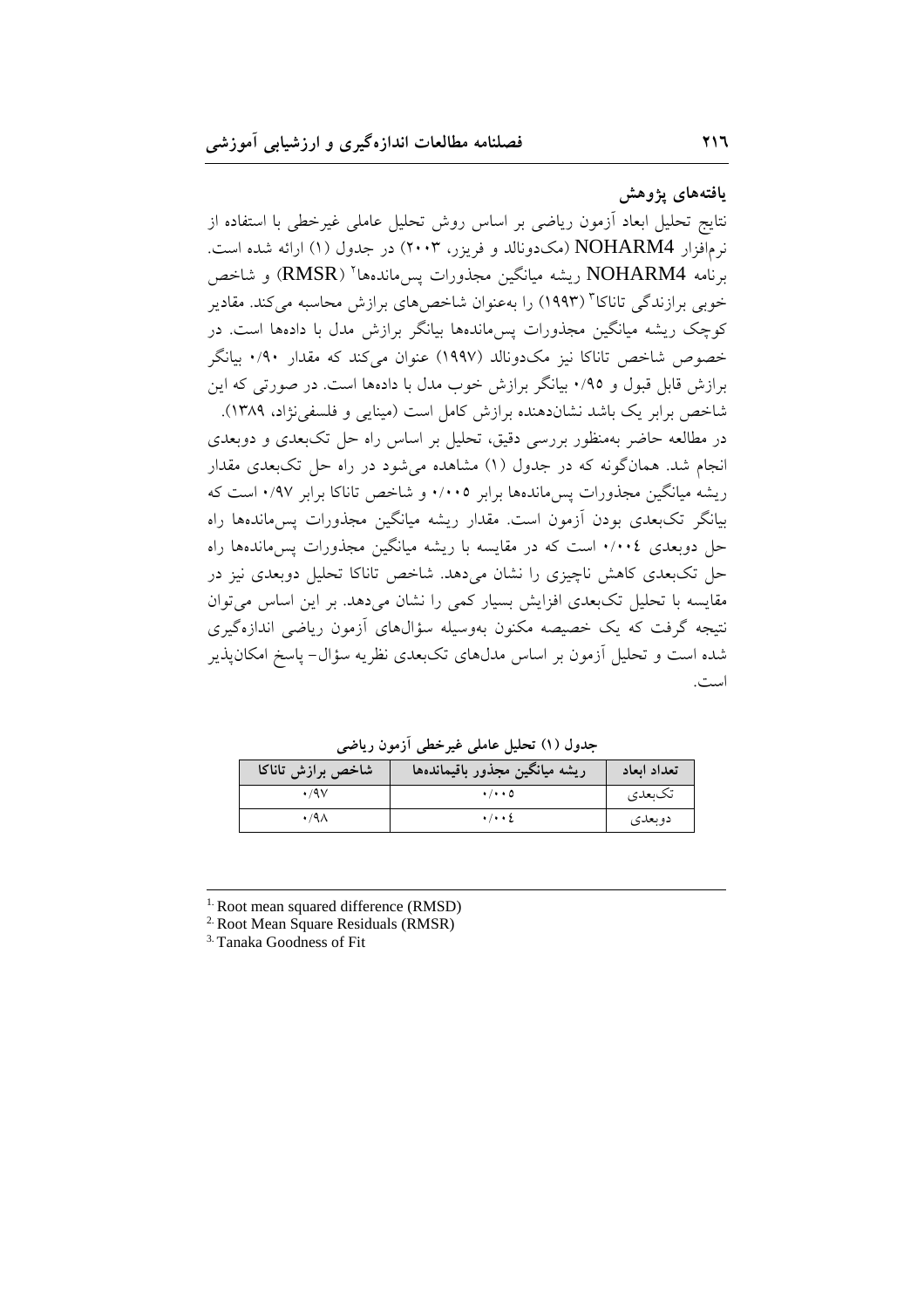### یافته‌های پژوهش

نتایج تحلیل ابعاد آزمون ریاضی بر اساس روش تحلیل عاملی غیرخطی با استفاده از نرم‌افزار NOHARM4 (مک‌دونالد و فریزر، ۲۰۰۳) در جدول (۱) ارائه شده است. برنامه NOHARM4 ریشه میانگین مجذورات پس‌ماندها[2] (RMSR) و شاخص خوبی برازندگی تاناکا[3] (۱۹۹۳) را به‌عنوان شاخص‌های برازش محاسبه می‌کند. مقادیر کوچک ریشه میانگین مجذورات پس‌ماندها بیانگر برازش مدل با داده‌ها است. در خصوص شاخص تاناکا نیز مک‌دونالد (۱۹۹۷) عنوان می‌کند که مقدار ۰/۹۰ بیانگر برازش قابل قبول و ۰/۹۵ بیانگر برازش خوب مدل با داده‌ها است. در صورتی که این شاخص برابر یک باشد نشان‌دهنده برازش کامل است (مینایی و فلسفی‌نژاد، ۱۳۸۹).

در مطالعه حاضر به‌منظور بررسی دقیق، تحلیل بر اساس راه حل تک‌بعدی و دوبعدی انجام شد. همان‌گونه که در جدول (۱) مشاهده می‌شود در راه حل تک‌بعدی مقدار ریشه میانگین مجذورات پس‌ماندها برابر ۰/۰۰۵ و شاخص تاناکا برابر ۰/۹۷ است که بیانگر تک‌بعدی بودن آزمون است. مقدار ریشه میانگین مجذورات پس‌ماندها راه حل دوبعدی ۰/۰۰۴ است که در مقایسه با ریشه میانگین مجذورات پس‌ماندها راه حل تک‌بعدی کاهش ناچیزی را نشان می‌دهد. شاخص تاناکا تحلیل دوبعدی نیز در مقایسه با تحلیل تک‌بعدی افزایش بسیار کمی را نشان می‌دهد. بر این اساس می‌توان نتیجه گرفت که یک خصیصه مکنون به‌وسیله سؤال‌های آزمون ریاضی اندازه‌گیری شده است و تحلیل آزمون بر اساس مدل‌های تک‌بعدی نظریه سؤال- پاسخ امکان‌پذیر است.

**جدول (۱) تحلیل عاملی غیرخطی آزمون ریاضی**

| تعداد ابعاد | ریشه میانگین مجذور باقیمانده‌ها | شاخص برازش تاناکا |
|---|---|---|
| تک‌بعدی | ۰/۰۰۵ | ۰/۹۷ |
| دوبعدی | ۰/۰۰۴ | ۰/۹۸ |

---

1. Root mean squared difference (RMSD)
2. Root Mean Square Residuals (RMSR)
3. Tanaka Goodness of Fit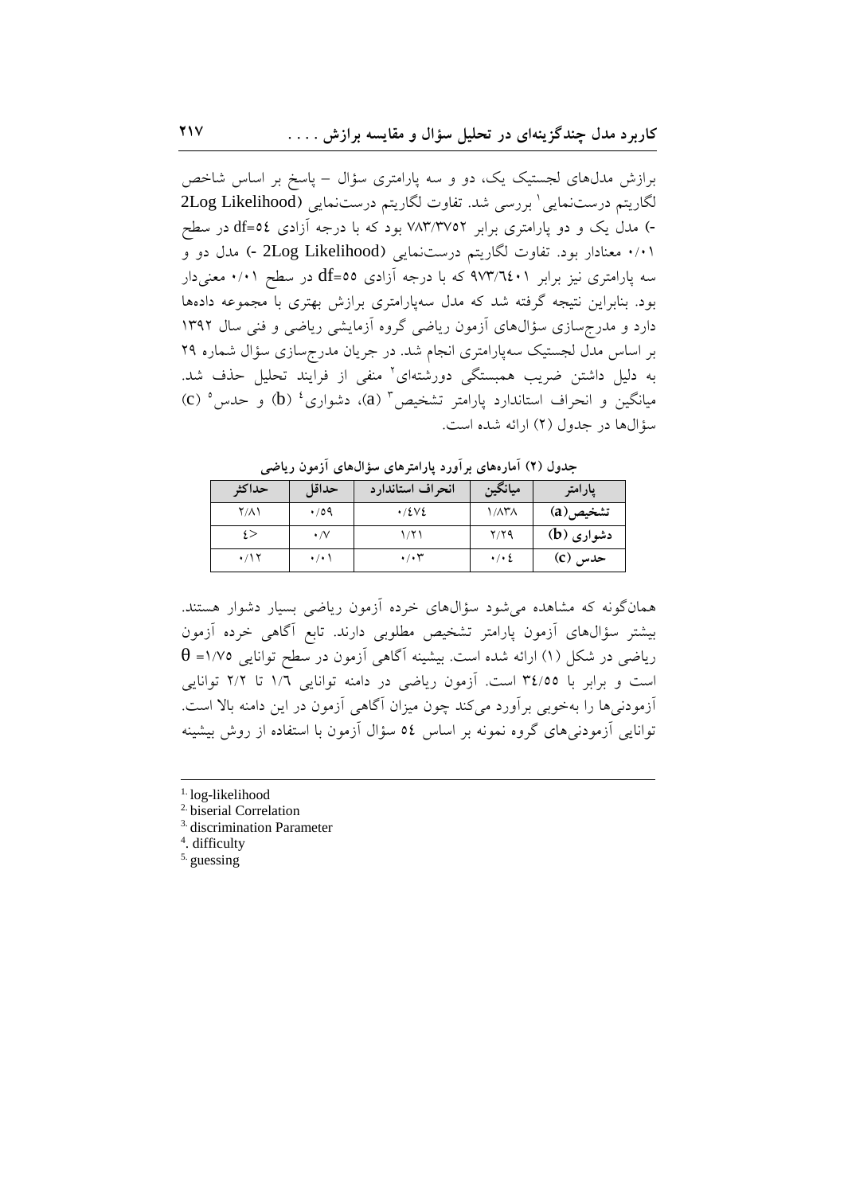برازش مدل‌های لجستیک یک، دو و سه پارامتری سؤال – پاسخ بر اساس شاخص لگاریتم درست‌نمایی[1] بررسی شد. تفاوت لگاریتم درست‌نمایی (2Log Likelihood -) مدل یک و دو پارامتری برابر ۷۸۳/۳۷۵۲ بود که با درجه آزادی df=۵۴ در سطح ۰/۰۱ معنادار بود. تفاوت لگاریتم درست‌نمایی (2Log Likelihood -) مدل دو و سه پارامتری نیز برابر ۹۷۳/۶۴۰۱ که با درجه آزادی df=۵۵ در سطح ۰/۰۱ معنی‌دار بود. بنابراین نتیجه گرفته شد که مدل سه‌پارامتری برازش بهتری با مجموعه داده‌ها دارد و مدرج‌سازی سؤال‌های آزمون ریاضی گروه آزمایشی ریاضی و فنی سال ۱۳۹۲ بر اساس مدل لجستیک سه‌پارامتری انجام شد. در جریان مدرج‌سازی سؤال شماره ۲۹ به دلیل داشتن ضریب همبستگی دورشته‌ای[2] منفی از فرایند تحلیل حذف شد. میانگین و انحراف استاندارد پارامتر تشخیص[3] (a)، دشواری[4] (b) و حدس[5] (c) سؤال‌ها در جدول (۲) ارائه شده است.

**جدول (۲) آماره‌های برآورد پارامترهای سؤال‌های آزمون ریاضی**

| پارامتر | میانگین | انحراف استاندارد | حداقل | حداکثر |
|---|---|---|---|---|
| تشخیص (a) | ۱/۸۳۸ | ۰/۴۷۴ | ۰/۵۹ | ۲/۸۱ |
| دشواری (b) | ۲/۲۹ | ۱/۲۱ | ۰/۷ | ۴> |
| حدس (c) | ۰/۰۴ | ۰/۰۳ | ۰/۰۱ | ۰/۱۲ |

همان‌گونه که مشاهده می‌شود سؤال‌های خرده آزمون ریاضی بسیار دشوار هستند. بیشتر سؤال‌های آزمون پارامتر تشخیص مطلوبی دارند. تابع آگاهی خرده آزمون ریاضی در شکل (۱) ارائه شده است. بیشینه آگاهی آزمون در سطح توانایی $\theta$ =۱/۷۵ است و برابر با ۳۴/۵۵ است. آزمون ریاضی در دامنه توانایی ۱/۶ تا ۲/۲ توانایی آزمودنی‌ها را به‌خوبی برآورد می‌کند چون میزان آگاهی آزمون در این دامنه بالا است. توانایی آزمودنی‌های گروه نمونه بر اساس ۵۴ سؤال آزمون با استفاده از روش بیشینه

---

[1] log-likelihood
[2] biserial Correlation
[3] discrimination Parameter
[4] difficulty
[5] guessing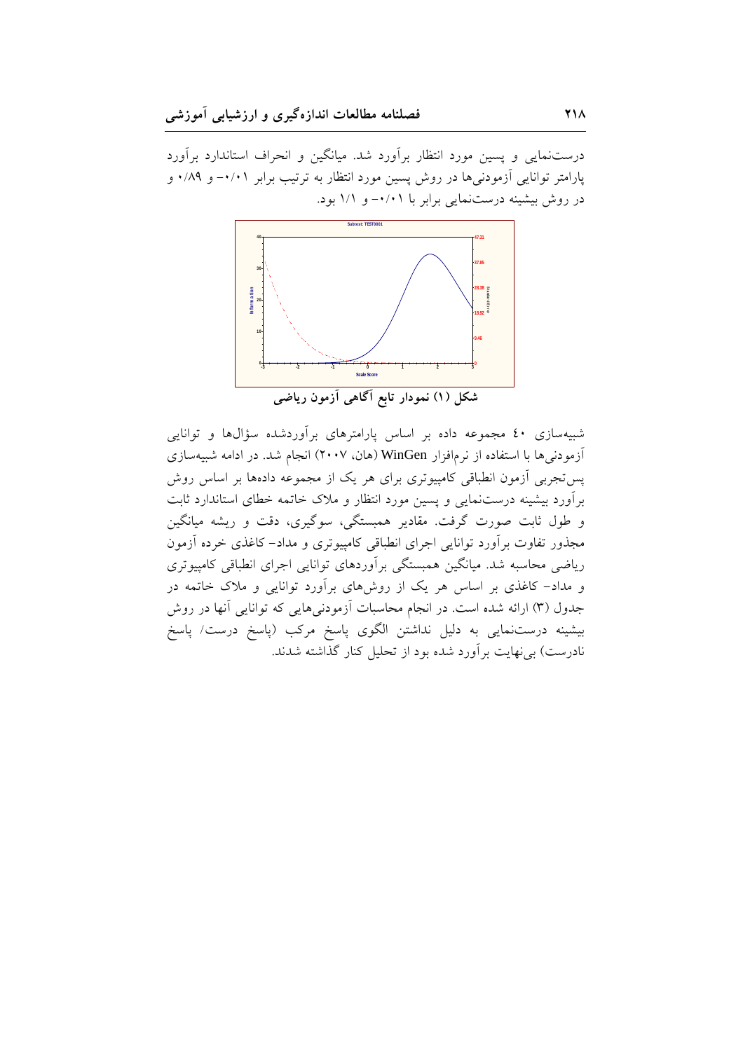درست‌نمایی و پسین مورد انتظار برآورد شد. میانگین و انحراف استاندارد برآورد پارامتر توانایی آزمودنی‌ها در روش پسین مورد انتظار به ترتیب برابر ۰/۰۱- و ۰/۸۹ و در روش بیشینه درست‌نمایی برابر با ۰/۰۱- و ۱/۱ بود.

**شکل (۱) نمودار تابع آگاهی آزمون ریاضی**

شبیه‌سازی ٤٠ مجموعه داده بر اساس پارامترهای برآوردشده سؤال‌ها و توانایی آزمودنی‌ها با استفاده از نرم‌افزار WinGen (هان، ۲۰۰۷) انجام شد. در ادامه شبیه‌سازی پس‌تجربی آزمون انطباقی کامپیوتری برای هر یک از مجموعه داده‌ها بر اساس روش برآورد بیشینه درست‌نمایی و پسین مورد انتظار و ملاک خاتمه خطای استاندارد ثابت و طول ثابت صورت گرفت. مقادیر همبستگی، سوگیری، دقت و ریشه میانگین مجذور تفاوت برآورد توانایی اجرای انطباقی کامپیوتری و مداد- کاغذی خرده آزمون ریاضی محاسبه شد. میانگین همبستگی برآوردهای توانایی اجرای انطباقی کامپیوتری و مداد- کاغذی بر اساس هر یک از روش‌های برآورد توانایی و ملاک خاتمه در جدول (۳) ارائه شده است. در انجام محاسبات آزمودنی‌هایی که توانایی آنها در روش بیشینه درست‌نمایی به دلیل نداشتن الگوی پاسخ مرکب (پاسخ درست/ پاسخ نادرست) بی‌نهایت برآورد شده بود از تحلیل کنار گذاشته شدند.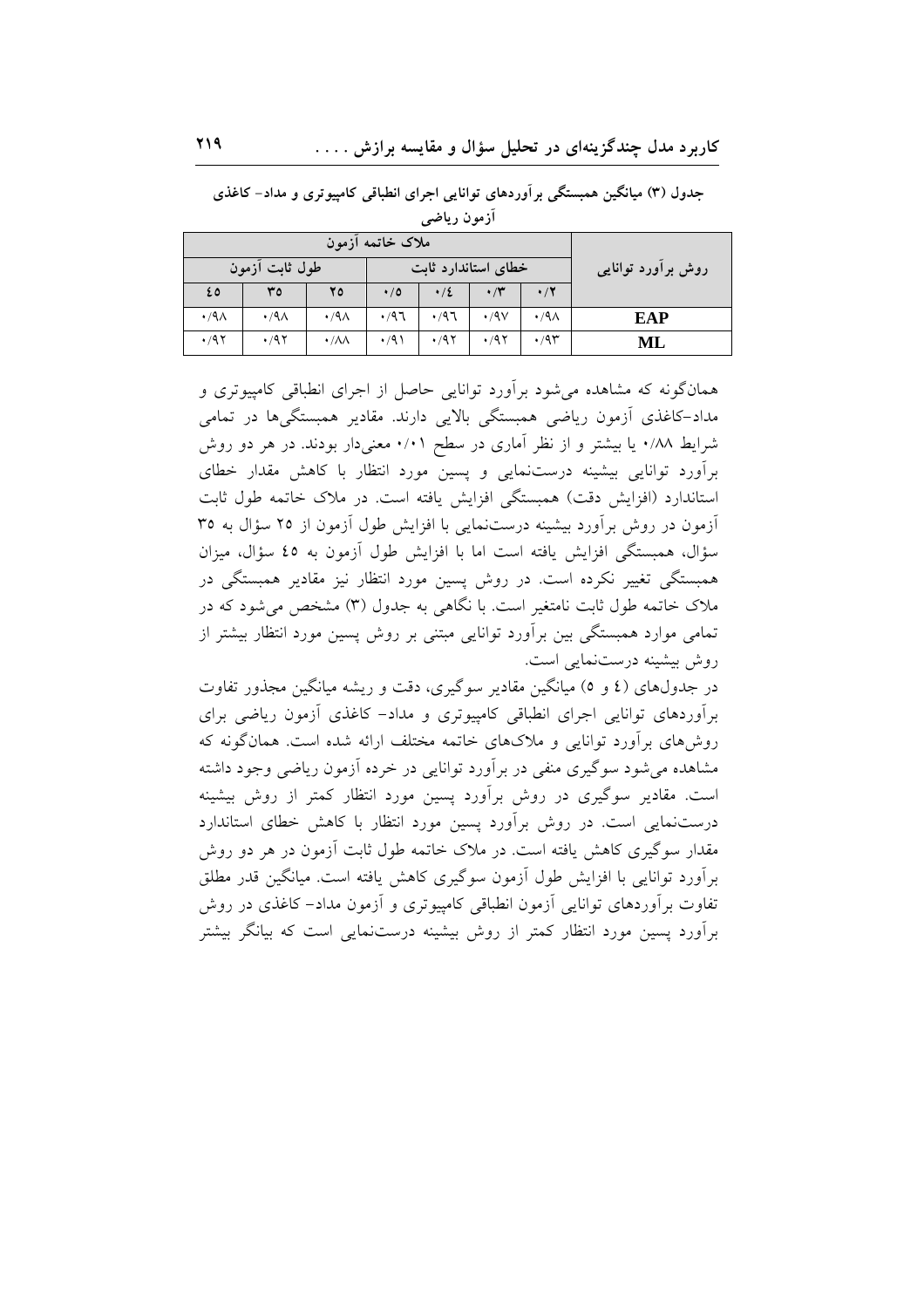جدول (۳) میانگین همبستگی برآوردهای توانایی اجرای انطباقی کامپیوتری و مداد- کاغذی آزمون ریاضی

| روش برآورد توانایی | ملاک خاتمه آزمون | | | | | | |
|---|---|---|---|---|---|---|---|
| | خطای استاندارد ثابت | | | | طول ثابت آزمون | | |
| | ۰/۲ | ۰/۳ | ۰/۴ | ۰/۵ | ۲۵ | ۳۵ | ۴۵ |
| **EAP** | ۰/۹۸ | ۰/۹۷ | ۰/۹۶ | ۰/۹۶ | ۰/۹۸ | ۰/۹۸ | ۰/۹۸ |
| **ML** | ۰/۹۳ | ۰/۹۲ | ۰/۹۲ | ۰/۹۱ | ۰/۸۸ | ۰/۹۲ | ۰/۹۲ |

همان‌گونه که مشاهده می‌شود برآورد توانایی حاصل از اجرای انطباقی کامپیوتری و مداد-کاغذی آزمون ریاضی همبستگی بالایی دارند. مقادیر همبستگی‌ها در تمامی شرایط ۰/۸۸ یا بیشتر و از نظر آماری در سطح ۰/۰۱ معنی‌دار بودند. در هر دو روش برآورد توانایی بیشینه درست‌نمایی و پسین مورد انتظار با کاهش مقدار خطای استاندارد (افزایش دقت) همبستگی افزایش یافته است. در ملاک خاتمه طول ثابت آزمون در روش برآورد بیشینه درست‌نمایی با افزایش طول آزمون از ۲۵ سؤال به ۳۵ سؤال، همبستگی افزایش یافته است اما با افزایش طول آزمون به ۴۵ سؤال، میزان همبستگی تغییر نکرده است. در روش پسین مورد انتظار نیز مقادیر همبستگی در ملاک خاتمه طول ثابت نامتغیر است. با نگاهی به جدول (۳) مشخص می‌شود که در تمامی موارد همبستگی بین برآورد توانایی مبتنی بر روش پسین مورد انتظار بیشتر از روش بیشینه درست‌نمایی است.

در جدول‌های (۴ و ۵) میانگین مقادیر سوگیری، دقت و ریشه میانگین مجذور تفاوت برآوردهای توانایی اجرای انطباقی کامپیوتری و مداد- کاغذی آزمون ریاضی برای روش‌های برآورد توانایی و ملاک‌های خاتمه مختلف ارائه شده است. همان‌گونه که مشاهده می‌شود سوگیری منفی در برآورد توانایی در خرده آزمون ریاضی وجود داشته است. مقادیر سوگیری در روش برآورد پسین مورد انتظار کمتر از روش بیشینه درست‌نمایی است. در روش برآورد پسین مورد انتظار با کاهش خطای استاندارد مقدار سوگیری کاهش یافته است. در ملاک خاتمه طول ثابت آزمون در هر دو روش برآورد توانایی با افزایش طول آزمون سوگیری کاهش یافته است. میانگین قدر مطلق تفاوت برآوردهای توانایی آزمون انطباقی کامپیوتری و آزمون مداد- کاغذی در روش برآورد پسین مورد انتظار کمتر از روش بیشینه درست‌نمایی است که بیانگر بیشتر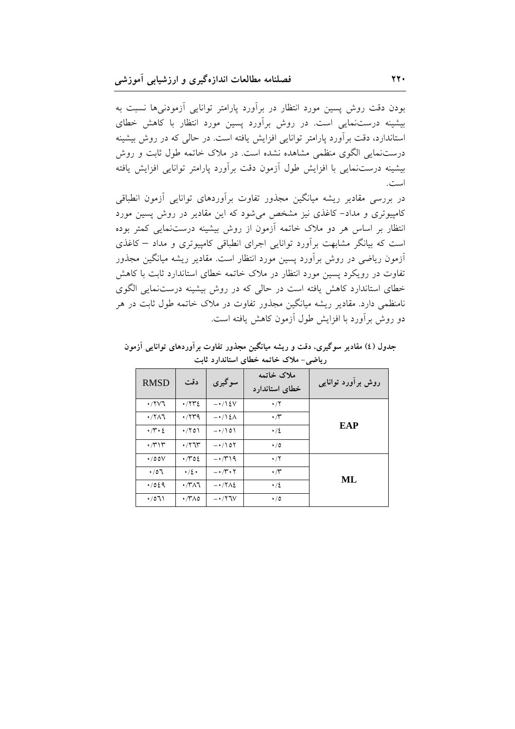بودن دقت روش پسین مورد انتظار در برآورد پارامتر توانایی آزمودنی‌ها نسبت به بیشینه درست‌نمایی است. در روش برآورد پسین مورد انتظار با کاهش خطای استاندارد، دقت برآورد پارامتر توانایی افزایش یافته است. در حالی که در روش بیشینه درست‌نمایی الگوی منظمی مشاهده نشده است. در ملاک خاتمه طول ثابت و روش بیشینه درست‌نمایی با افزایش طول آزمون دقت برآورد پارامتر توانایی افزایش یافته است.

در بررسی مقادیر ریشه میانگین مجذور تفاوت برآوردهای توانایی آزمون انطباقی کامپیوتری و مداد- کاغذی نیز مشخص می‌شود که این مقادیر در روش پسین مورد انتظار بر اساس هر دو ملاک خاتمه آزمون از روش بیشینه درست‌نمایی کمتر بوده است که بیانگر مشابهت برآورد توانایی اجرای انطباقی کامپیوتری و مداد – کاغذی آزمون ریاضی در روش برآورد پسین مورد انتظار است. مقادیر ریشه میانگین مجذور تفاوت در رویکرد پسین مورد انتظار در ملاک خاتمه خطای استاندارد ثابت با کاهش خطای استاندارد کاهش یافته است در حالی که در روش بیشینه درست‌نمایی الگوی نامنظمی دارد. مقادیر ریشه میانگین مجذور تفاوت در ملاک خاتمه طول ثابت در هر دو روش برآورد با افزایش طول آزمون کاهش یافته است.

**جدول (٤) مقادیر سوگیری، دقت و ریشه میانگین مجذور تفاوت برآوردهای توانایی آزمون ریاضی- ملاک خاتمه خطای استاندارد ثابت**

| روش برآورد توانایی | ملاک خاتمه خطای استاندارد | سوگیری | دقت | RMSD |
|---|---|---|---|---|
| EAP | ٠/٢ | -٠/١٤٧ | ٠/٢٣٤ | ٠/٢٧٦ |
| | ٠/٣ | -٠/١٤٨ | ٠/٢٣٩ | ٠/٢٨٦ |
| | ٠/٤ | -٠/١٥١ | ٠/٢٥١ | ٠/٣٠٤ |
| | ٠/٥ | -٠/١٥٢ | ٠/٢٦٣ | ٠/٣١٣ |
| ML | ٠/٢ | -٠/٣١٩ | ٠/٣٥٤ | ٠/٥٥٧ |
| | ٠/٣ | -٠/٣٠٢ | ٠/٤٠ | ٠/٥٦ |
| | ٠/٤ | -٠/٢٨٤ | ٠/٣٨٦ | ٠/٥٤٩ |
| | ٠/٥ | -٠/٢٦٧ | ٠/٣٨٥ | ٠/٥٦١ |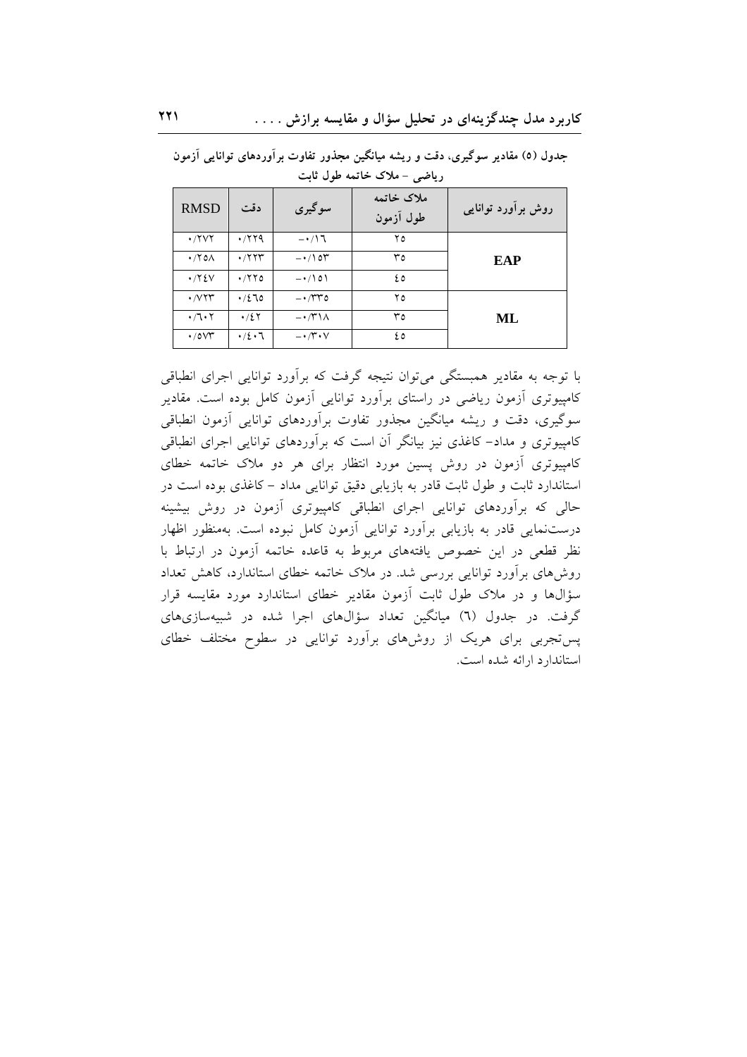**جدول (۵) مقادیر سوگیری، دقت و ریشه میانگین مجذور تفاوت برآوردهای توانایی آزمون ریاضی - ملاک خاتمه طول ثابت**

| روش برآورد توانایی | ملاک خاتمه طول آزمون | سوگیری | دقت | RMSD |
|---|---|---|---|---|
| **EAP** | ۲۵ | ۰/۱۶- | ۰/۲۲۹ | ۰/۲۷۲ |
| | ۳۵ | ۰/۱۵۳- | ۰/۲۲۳ | ۰/۲۵۸ |
| | ۴۵ | ۰/۱۵۱- | ۰/۲۲۵ | ۰/۲۴۷ |
| **ML** | ۲۵ | ۰/۳۳۵- | ۰/۴۶۵ | ۰/۷۲۳ |
| | ۳۵ | ۰/۳۱۸- | ۰/۴۲ | ۰/۶۰۲ |
| | ۴۵ | ۰/۳۰۷- | ۰/۴۰۶ | ۰/۵۷۳ |

با توجه به مقادیر همبستگی می‌توان نتیجه گرفت که برآورد توانایی اجرای انطباقی کامپیوتری آزمون ریاضی در راستای برآورد توانایی آزمون کامل بوده است. مقادیر سوگیری، دقت و ریشه میانگین مجذور تفاوت برآوردهای توانایی آزمون انطباقی کامپیوتری و مداد- کاغذی نیز بیانگر آن است که برآوردهای توانایی اجرای انطباقی کامپیوتری آزمون در روش پسین مورد انتظار برای هر دو ملاک خاتمه خطای استاندارد ثابت و طول ثابت قادر به بازیابی دقیق توانایی مداد - کاغذی بوده است در حالی که برآوردهای توانایی اجرای انطباقی کامپیوتری آزمون در روش بیشینه درست‌نمایی قادر به بازیابی برآورد توانایی آزمون کامل نبوده است. به‌منظور اظهار نظر قطعی در این خصوص یافته‌های مربوط به قاعده خاتمه آزمون در ارتباط با روش‌های برآورد توانایی بررسی شد. در ملاک خاتمه خطای استاندارد، کاهش تعداد سؤال‌ها و در ملاک طول ثابت آزمون مقادیر خطای استاندارد مورد مقایسه قرار گرفت. در جدول (۶) میانگین تعداد سؤال‌های اجرا شده در شبیه‌سازی‌های پس‌تجربی برای هریک از روش‌های برآورد توانایی در سطوح مختلف خطای استاندارد ارائه شده است.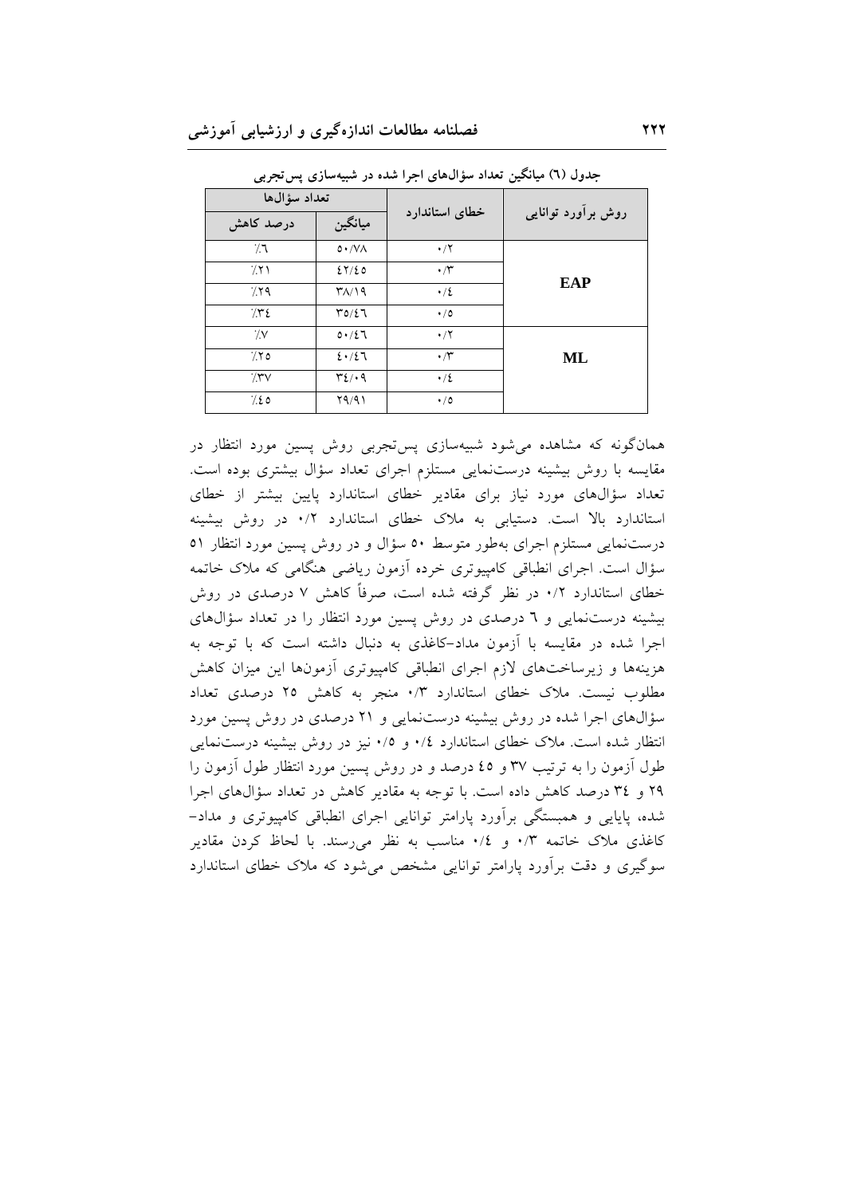جدول (٦) میانگین تعداد سؤال‌های اجرا شده در شبیه‌سازی پس‌تجربی

| روش برآورد توانایی | خطای استاندارد | تعداد سؤال‌ها | |
|---|---|---|---|
| | | میانگین | درصد کاهش |
| EAP | ۰/۲ | ۵۰/۷۸ | ٪۶ |
| | ۰/۳ | ۴۲/۴۵ | ٪۲۱ |
| | ۰/۴ | ۳۸/۱۹ | ٪۲۹ |
| | ۰/۵ | ۳۵/۴۶ | ٪۳۴ |
| ML | ۰/۲ | ۵۰/۴۶ | ٪۷ |
| | ۰/۳ | ۴۰/۴۶ | ٪۲۵ |
| | ۰/۴ | ۳۴/۰۹ | ٪۳۷ |
| | ۰/۵ | ۲۹/۹۱ | ٪۴۵ |

همان‌گونه که مشاهده می‌شود شبیه‌سازی پس‌تجربی روش پسین مورد انتظار در مقایسه با روش بیشینه درست‌نمایی مستلزم اجرای تعداد سؤال بیشتری بوده است. تعداد سؤال‌های مورد نیاز برای مقادیر خطای استاندارد پایین بیشتر از خطای استاندارد بالا است. دستیابی به ملاک خطای استاندارد ۰/۲ در روش بیشینه درست‌نمایی مستلزم اجرای به‌طور متوسط ۵۰ سؤال و در روش پسین مورد انتظار ۵۱ سؤال است. اجرای انطباقی کامپیوتری خرده آزمون ریاضی هنگامی که ملاک خاتمه خطای استاندارد ۰/۲ در نظر گرفته شده است، صرفاً کاهش ۷ درصدی در روش بیشینه درست‌نمایی و ۶ درصدی در روش پسین مورد انتظار را در تعداد سؤال‌های اجرا شده در مقایسه با آزمون مداد–کاغذی به دنبال داشته است که با توجه به هزینه‌ها و زیرساخت‌های لازم اجرای انطباقی کامپیوتری آزمون‌ها این میزان کاهش مطلوب نیست. ملاک خطای استاندارد ۰/۳ منجر به کاهش ۲۵ درصدی تعداد سؤال‌های اجرا شده در روش بیشینه درست‌نمایی و ۲۱ درصدی در روش پسین مورد انتظار شده است. ملاک خطای استاندارد ۰/۴ و ۰/۵ نیز در روش بیشینه درست‌نمایی طول آزمون را به ترتیب ۳۷ و ۴۵ درصد و در روش پسین مورد انتظار طول آزمون را ۲۹ و ۳۴ درصد کاهش داده است. با توجه به مقادیر کاهش در تعداد سؤال‌های اجرا شده، پایایی و همبستگی برآورد پارامتر توانایی اجرای انطباقی کامپیوتری و مداد–کاغذی ملاک خاتمه ۰/۳ و ۰/۴ مناسب به نظر می‌رسند. با لحاظ کردن مقادیر سوگیری و دقت برآورد پارامتر توانایی مشخص می‌شود که ملاک خطای استاندارد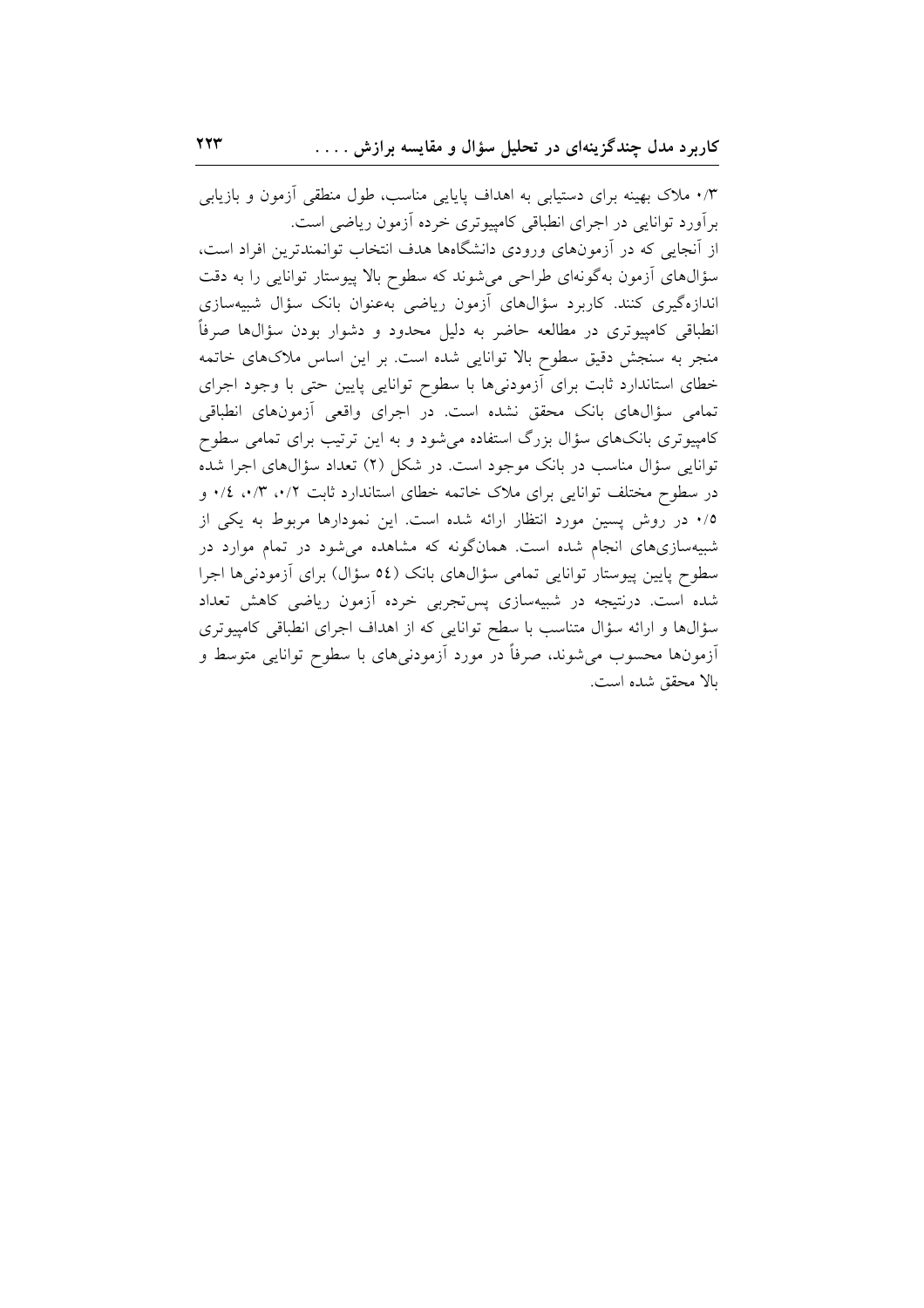۰/۳ ملاک بهینه برای دستیابی به اهداف پایایی مناسب، طول منطقی آزمون و بازیابی برآورد توانایی در اجرای انطباقی کامپیوتری خرده آزمون ریاضی است.

از آنجایی که در آزمون‌های ورودی دانشگاه‌ها هدف انتخاب توانمندترین افراد است، سؤال‌های آزمون به‌گونه‌ای طراحی می‌شوند که سطوح بالا پیوستار توانایی را به دقت اندازه‌گیری کنند. کاربرد سؤال‌های آزمون ریاضی به‌عنوان بانک سؤال شبیه‌سازی انطباقی کامپیوتری در مطالعه حاضر به دلیل محدود و دشوار بودن سؤال‌ها صرفاً منجر به سنجش دقیق سطوح بالا توانایی شده است. بر این اساس ملاک‌های خاتمه خطای استاندارد ثابت برای آزمودنی‌ها با سطوح توانایی پایین حتی با وجود اجرای تمامی سؤال‌های بانک محقق نشده است. در اجرای واقعی آزمون‌های انطباقی کامپیوتری بانک‌های سؤال بزرگ استفاده می‌شود و به این ترتیب برای تمامی سطوح توانایی سؤال مناسب در بانک موجود است. در شکل (۲) تعداد سؤال‌های اجرا شده در سطوح مختلف توانایی برای ملاک خاتمه خطای استاندارد ثابت ۰/۲، ۰/۳، ۰/٤ و ۰/۵ در روش پسین مورد انتظار ارائه شده است. این نمودارها مربوط به یکی از شبیه‌سازی‌های انجام شده است. همان‌گونه که مشاهده می‌شود در تمام موارد در سطوح پایین پیوستار توانایی تمامی سؤال‌های بانک (٥٤ سؤال) برای آزمودنی‌ها اجرا شده است. درنتیجه در شبیه‌سازی پس‌تجربی خرده آزمون ریاضی کاهش تعداد سؤال‌ها و ارائه سؤال متناسب با سطح توانایی که از اهداف اجرای انطباقی کامپیوتری آزمون‌ها محسوب می‌شوند، صرفاً در مورد آزمودنی‌های با سطوح توانایی متوسط و بالا محقق شده است.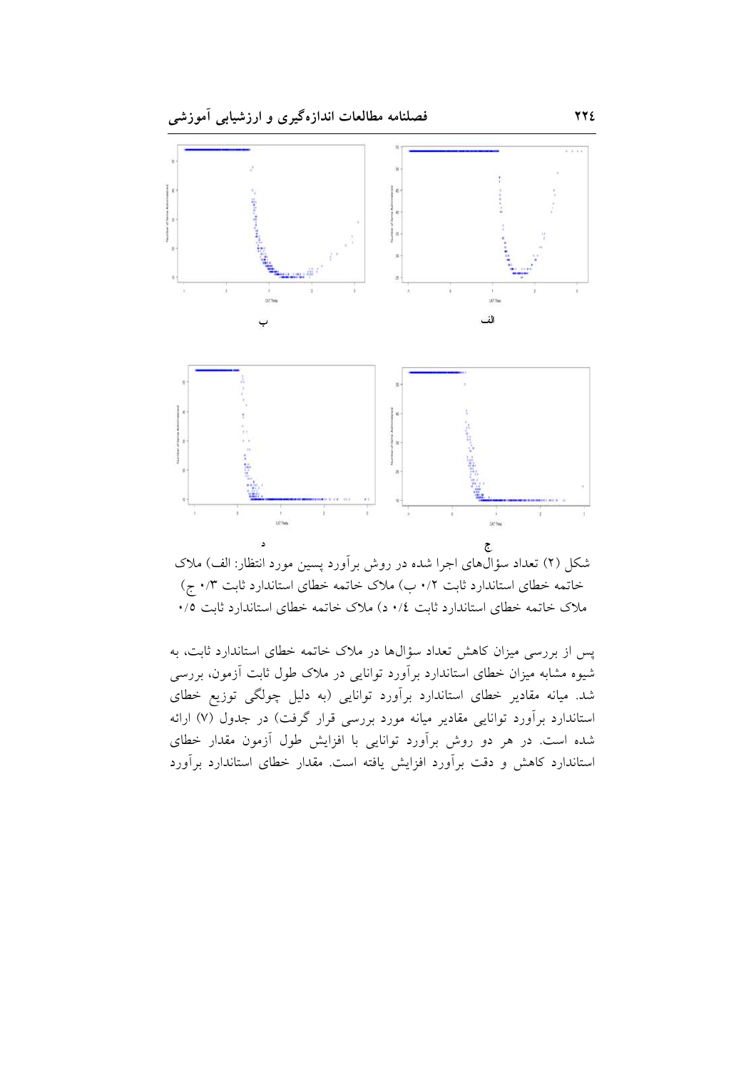الف ب

ج د

شکل (۲) تعداد سؤال‌های اجرا شده در روش برآورد پسین مورد انتظار: الف) ملاک خاتمه خطای استاندارد ثابت ۰/۲ ب) ملاک خاتمه خطای استاندارد ثابت ۰/۳ ج) ملاک خاتمه خطای استاندارد ثابت ۰/٤ د) ملاک خاتمه خطای استاندارد ثابت ۰/۵

پس از بررسی میزان کاهش تعداد سؤال‌ها در ملاک خاتمه خطای استاندارد ثابت، به شیوه مشابه میزان خطای استاندارد برآورد توانایی در ملاک طول ثابت آزمون، بررسی شد. میانه مقادیر خطای استاندارد برآورد توانایی (به دلیل چولگی توزیع خطای استاندارد برآورد توانایی مقادیر میانه مورد بررسی قرار گرفت) در جدول (۷) ارائه شده است. در هر دو روش برآورد توانایی با افزایش طول آزمون مقدار خطای استاندارد کاهش و دقت برآورد افزایش یافته است. مقدار خطای استاندارد برآورد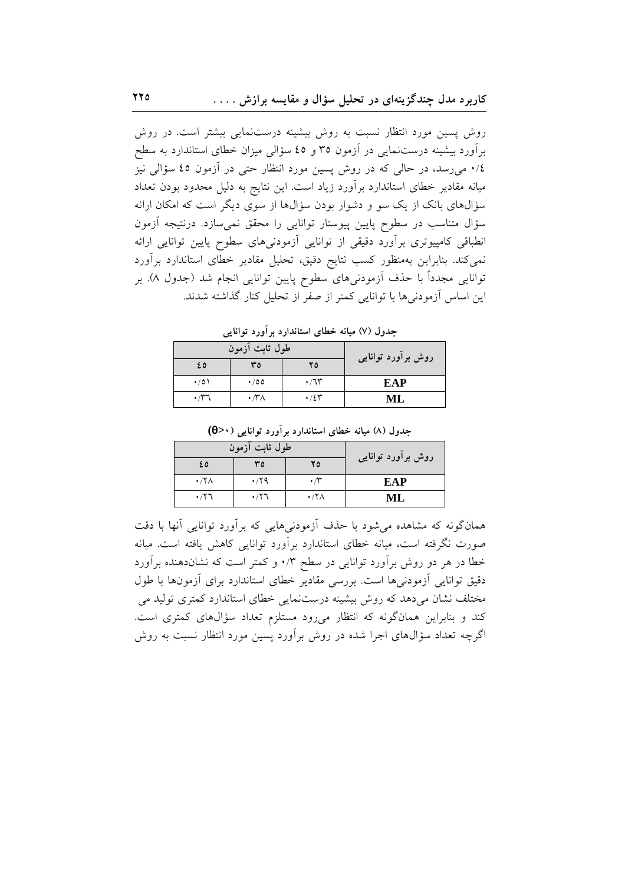روش پسین مورد انتظار نسبت به روش بیشینه درست‌نمایی بیشتر است. در روش برآورد بیشینه درست‌نمایی در آزمون ۳۵ و ٤٥ سؤالی میزان خطای استاندارد به سطح ۰/٤ می‌رسد، در حالی که در روش پسین مورد انتظار حتی در آزمون ٤٥ سؤالی نیز میانه مقادیر خطای استاندارد برآورد زیاد است. این نتایج به دلیل محدود بودن تعداد سؤال‌های بانک از یک سو و دشوار بودن سؤال‌ها از سوی دیگر است که امکان ارائه سؤال متناسب در سطوح پایین پیوستار توانایی را محقق نمی‌سازد. درنتیجه آزمون انطباقی کامپیوتری برآورد دقیقی از توانایی آزمودنی‌های سطوح پایین توانایی ارائه نمی‌کند. بنابراین به‌منظور کسب نتایج دقیق، تحلیل مقادیر خطای استاندارد برآورد توانایی مجدداً با حذف آزمودنی‌های سطوح پایین توانایی انجام شد (جدول ۸). بر این اساس آزمودنی‌ها با توانایی کمتر از صفر از تحلیل کنار گذاشته شدند.

**جدول (۷) میانه خطای استاندارد برآورد توانایی**

| روش برآورد توانایی | طول ثابت آزمون | | |
|---|---|---|---|
| | ۲۵ | ۳۵ | ٤٥ |
| EAP | ۰/٦۳ | ۰/٥٥ | ۰/٥۱ |
| ML | ۰/٤۳ | ۰/۳۸ | ۰/۳٦ |

**جدول (۸) میانه خطای استاندارد برآورد توانایی ($\theta > 0$)**

| روش برآورد توانایی | طول ثابت آزمون | | |
|---|---|---|---|
| | ۲۵ | ۳۵ | ٤٥ |
| EAP | ۰/۳ | ۰/۲۹ | ۰/۲۸ |
| ML | ۰/۲۸ | ۰/۲٦ | ۰/۲٦ |

همان‌گونه که مشاهده می‌شود با حذف آزمودنی‌هایی که برآورد توانایی آنها با دقت صورت نگرفته است، میانه خطای استاندارد برآورد توانایی کاهش یافته است. میانه خطا در هر دو روش برآورد توانایی در سطح ۰/۳ و کمتر است که نشان‌دهنده برآورد دقیق توانایی آزمودنی‌ها است. بررسی مقادیر خطای استاندارد برای آزمون‌ها با طول مختلف نشان می‌دهد که روش بیشینه درست‌نمایی خطای استاندارد کمتری تولید می کند و بنابراین همان‌گونه که انتظار می‌رود مستلزم تعداد سؤال‌های کمتری است. اگرچه تعداد سؤال‌های اجرا شده در روش برآورد پسین مورد انتظار نسبت به روش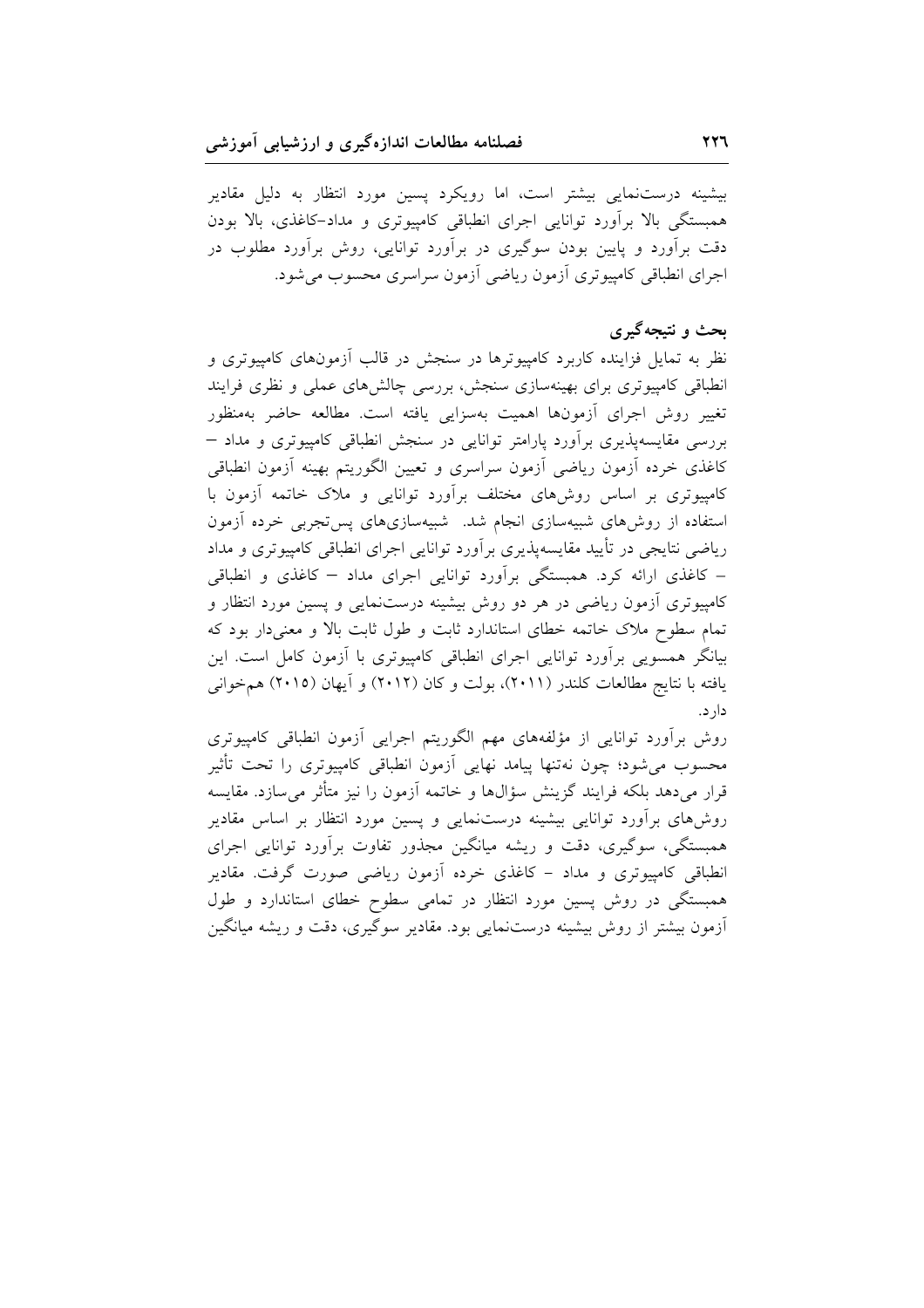بیشینه درست‌نمایی بیشتر است، اما رویکرد پسین مورد انتظار به دلیل مقادیر همبستگی بالا برآورد توانایی اجرای انطباقی کامپیوتری و مداد-کاغذی، بالا بودن دقت برآورد و پایین بودن سوگیری در برآورد توانایی، روش برآورد مطلوب در اجرای انطباقی کامپیوتری آزمون ریاضی آزمون سراسری محسوب می‌شود.

## بحث و نتیجه‌گیری

نظر به تمایل فزاینده کاربرد کامپیوترها در سنجش در قالب آزمون‌های کامپیوتری و انطباقی کامپیوتری برای بهینه‌سازی سنجش، بررسی چالش‌های عملی و نظری فرایند تغییر روش اجرای آزمون‌ها اهمیت به‌سزایی یافته است. مطالعه حاضر به‌منظور بررسی مقایسه‌پذیری برآورد پارامتر توانایی در سنجش انطباقی کامپیوتری و مداد – کاغذی خرده آزمون ریاضی آزمون سراسری و تعیین الگوریتم بهینه آزمون انطباقی کامپیوتری بر اساس روش‌های مختلف برآورد توانایی و ملاک خاتمه آزمون با استفاده از روش‌های شبیه‌سازی انجام شد. شبیه‌سازی‌های پس‌تجربی خرده آزمون ریاضی نتایجی در تأیید مقایسه‌پذیری برآورد توانایی اجرای انطباقی کامپیوتری و مداد – کاغذی ارائه کرد. همبستگی برآورد توانایی اجرای مداد – کاغذی و انطباقی کامپیوتری آزمون ریاضی در هر دو روش بیشینه درست‌نمایی و پسین مورد انتظار و تمام سطوح ملاک خاتمه خطای استاندارد ثابت و طول ثابت بالا و معنی‌دار بود که بیانگر همسویی برآورد توانایی اجرای انطباقی کامپیوتری با آزمون کامل است. این یافته با نتایج مطالعات کلندر (۲۰۱۱)، بولت و کان (۲۰۱۲) و آیهان (۲۰۱۵) همخوانی دارد.

روش برآورد توانایی از مؤلفه‌های مهم الگوریتم اجرایی آزمون انطباقی کامپیوتری محسوب می‌شود؛ چون نه‌تنها پیامد نهایی آزمون انطباقی کامپیوتری را تحت تأثیر قرار می‌دهد بلکه فرایند گزینش سؤال‌ها و خاتمه آزمون را نیز متأثر می‌سازد. مقایسه روش‌های برآورد توانایی بیشینه درست‌نمایی و پسین مورد انتظار بر اساس مقادیر همبستگی، سوگیری، دقت و ریشه میانگین مجذور تفاوت برآورد توانایی اجرای انطباقی کامپیوتری و مداد – کاغذی خرده آزمون ریاضی صورت گرفت. مقادیر همبستگی در روش پسین مورد انتظار در تمامی سطوح خطای استاندارد و طول آزمون بیشتر از روش بیشینه درست‌نمایی بود. مقادیر سوگیری، دقت و ریشه میانگین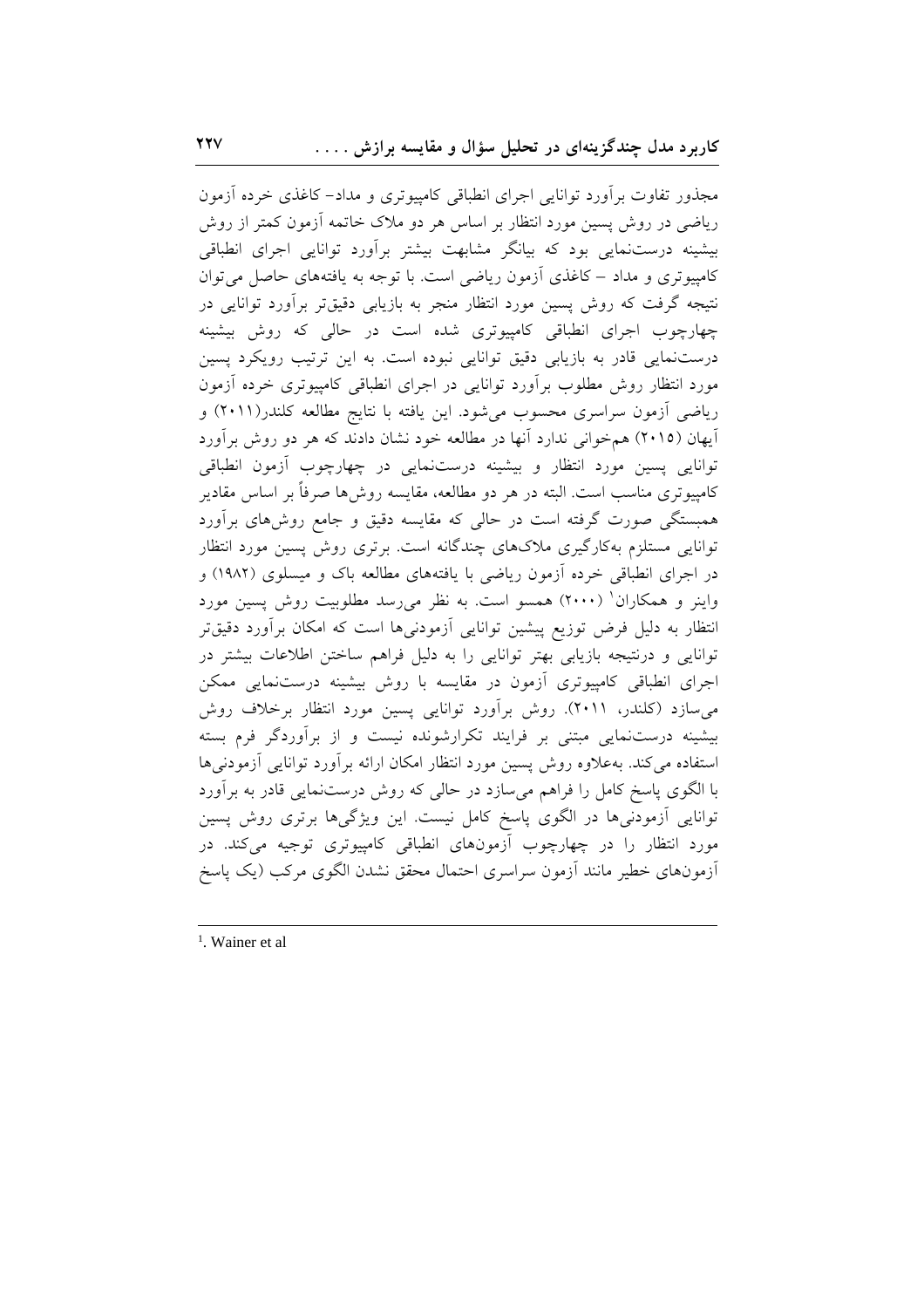مجذور تفاوت برآورد توانایی اجرای انطباقی کامپیوتری و مداد- کاغذی خرده آزمون ریاضی در روش پسین مورد انتظار بر اساس هر دو ملاک خاتمه آزمون کمتر از روش بیشینه درست‌نمایی بود که بیانگر مشابهت بیشتر برآورد توانایی اجرای انطباقی کامپیوتری و مداد – کاغذی آزمون ریاضی است. با توجه به یافته‌های حاصل می‌توان نتیجه گرفت که روش پسین مورد انتظار منجر به بازیابی دقیق‌تر برآورد توانایی در چهارچوب اجرای انطباقی کامپیوتری شده است در حالی که روش بیشینه درست‌نمایی قادر به بازیابی دقیق توانایی نبوده است. به این ترتیب رویکرد پسین مورد انتظار روش مطلوب برآورد توانایی در اجرای انطباقی کامپیوتری خرده آزمون ریاضی آزمون سراسری محسوب می‌شود. این یافته با نتایج مطالعه کلندر(۲۰۱۱) و آیهان (۲۰۱۵) هم‌خوانی ندارد آنها در مطالعه خود نشان دادند که هر دو روش برآورد توانایی پسین مورد انتظار و بیشینه درست‌نمایی در چهارچوب آزمون انطباقی کامپیوتری مناسب است. البته در هر دو مطالعه، مقایسه روش‌ها صرفاً بر اساس مقادیر همبستگی صورت گرفته است در حالی که مقایسه دقیق و جامع روش‌های برآورد توانایی مستلزم به‌کارگیری ملاک‌های چندگانه است. برتری روش پسین مورد انتظار در اجرای انطباقی خرده آزمون ریاضی با یافته‌های مطالعه باک و میسلوی (۱۹۸۲) و واینر و همکاران[1] (۲۰۰۰) همسو است. به نظر می‌رسد مطلوبیت روش پسین مورد انتظار به دلیل فرض توزیع پیشین توانایی آزمودنی‌ها است که امکان برآورد دقیق‌تر توانایی و درنتیجه بازیابی بهتر توانایی را به دلیل فراهم ساختن اطلاعات بیشتر در اجرای انطباقی کامپیوتری آزمون در مقایسه با روش بیشینه درست‌نمایی ممکن می‌سازد (کلندر، ۲۰۱۱). روش برآورد توانایی پسین مورد انتظار برخلاف روش بیشینه درست‌نمایی مبتنی بر فرایند تکرارشونده نیست و از برآوردگر فرم بسته استفاده می‌کند. به‌علاوه روش پسین مورد انتظار امکان ارائه برآورد توانایی آزمودنی‌ها با الگوی پاسخ کامل را فراهم می‌سازد در حالی که روش درست‌نمایی قادر به برآورد توانایی آزمودنی‌ها در الگوی پاسخ کامل نیست. این ویژگی‌ها برتری روش پسین مورد انتظار را در چهارچوب آزمون‌های انطباقی کامپیوتری توجیه می‌کند. در آزمون‌های خطیر مانند آزمون سراسری احتمال محقق نشدن الگوی مرکب (یک پاسخ

---

[1]. Wainer et al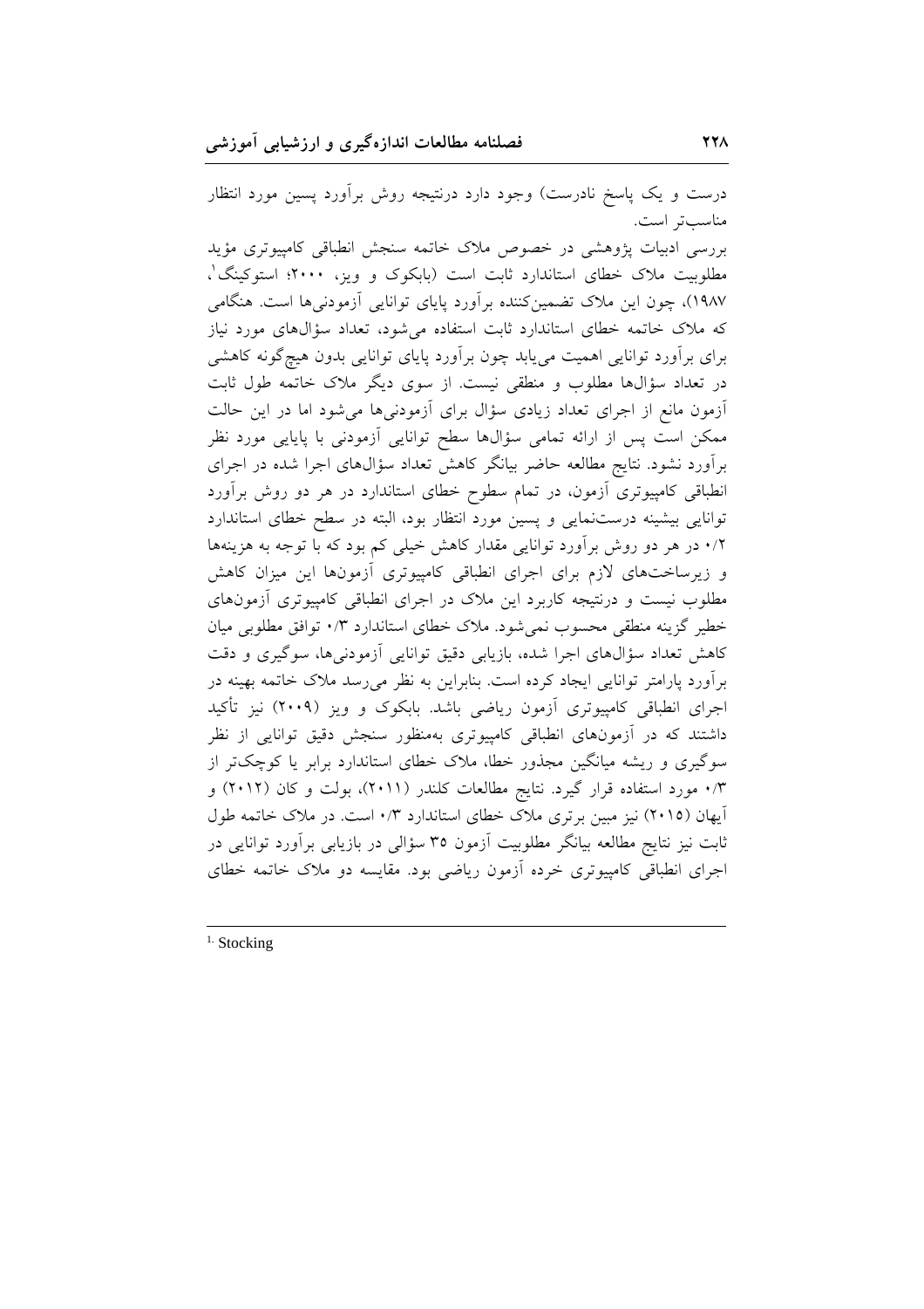درست و یک پاسخ نادرست) وجود دارد درنتیجه روش برآورد پسین مورد انتظار مناسب‌تر است.

بررسی ادبیات پژوهشی در خصوص ملاک خاتمه سنجش انطباقی کامپیوتری مؤید مطلوبیت ملاک خطای استاندارد ثابت است (بابکوک و ویز، ۲۰۰۰؛ استوکینگ[1]، ۱۹۸۷)، چون این ملاک تضمین‌کننده برآورد پایای توانایی آزمودنی‌ها است. هنگامی که ملاک خاتمه خطای استاندارد ثابت استفاده می‌شود، تعداد سؤال‌های مورد نیاز برای برآورد توانایی اهمیت می‌یابد چون برآورد پایای توانایی بدون هیچ‌گونه کاهشی در تعداد سؤال‌ها مطلوب و منطقی نیست. از سوی دیگر ملاک خاتمه طول ثابت آزمون مانع از اجرای تعداد زیادی سؤال برای آزمودنی‌ها می‌شود اما در این حالت ممکن است پس از ارائه تمامی سؤال‌ها سطح توانایی آزمودنی با پایایی مورد نظر برآورد نشود. نتایج مطالعه حاضر بیانگر کاهش تعداد سؤال‌های اجرا شده در اجرای انطباقی کامپیوتری آزمون، در تمام سطوح خطای استاندارد در هر دو روش برآورد توانایی بیشینه درست‌نمایی و پسین مورد انتظار بود، البته در سطح خطای استاندارد ۰/۲ در هر دو روش برآورد توانایی مقدار کاهش خیلی کم بود که با توجه به هزینه‌ها و زیرساخت‌های لازم برای اجرای انطباقی کامپیوتری آزمون‌ها این میزان کاهش مطلوب نیست و درنتیجه کاربرد این ملاک در اجرای انطباقی کامپیوتری آزمون‌های خطیر گزینه منطقی محسوب نمی‌شود. ملاک خطای استاندارد ۰/۳ توافق مطلوبی میان کاهش تعداد سؤال‌های اجرا شده، بازیابی دقیق توانایی آزمودنی‌ها، سوگیری و دقت برآورد پارامتر توانایی ایجاد کرده است. بنابراین به نظر می‌رسد ملاک خاتمه بهینه در اجرای انطباقی کامپیوتری آزمون ریاضی باشد. بابکوک و ویز (۲۰۰۹) نیز تأکید داشتند که در آزمون‌های انطباقی کامپیوتری به‌منظور سنجش دقیق توانایی از نظر سوگیری و ریشه میانگین مجذور خطا، ملاک خطای استاندارد برابر یا کوچک‌تر از ۰/۳ مورد استفاده قرار گیرد. نتایج مطالعات کلندر (۲۰۱۱)، بولت و کان (۲۰۱۲) و آیهان (۲۰۱۵) نیز مبین برتری ملاک خطای استاندارد ۰/۳ است. در ملاک خاتمه طول ثابت نیز نتایج مطالعه بیانگر مطلوبیت آزمون ۳۵ سؤالی در بازیابی برآورد توانایی در اجرای انطباقی کامپیوتری خرده آزمون ریاضی بود. مقایسه دو ملاک خاتمه خطای

---

[1] Stocking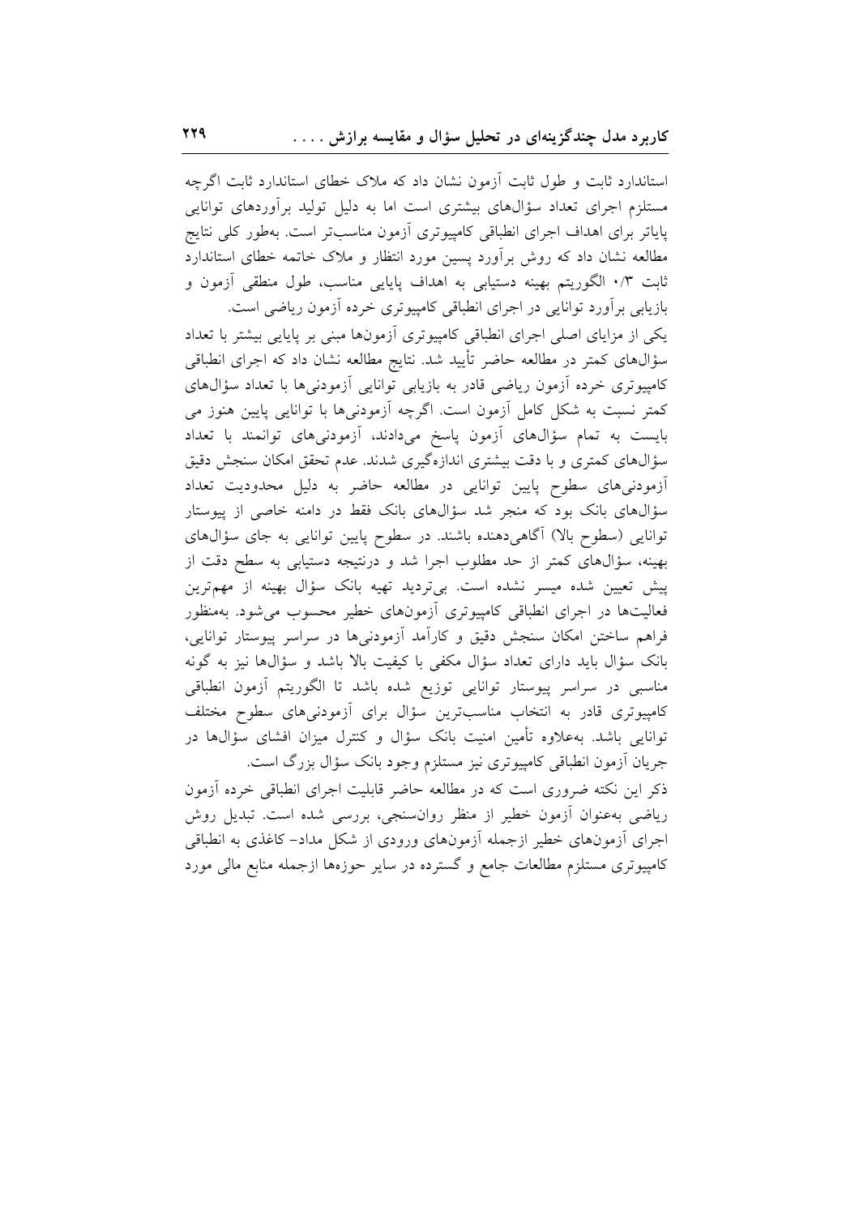استاندارد ثابت و طول ثابت آزمون نشان داد که ملاک خطای استاندارد ثابت اگرچه مستلزم اجرای تعداد سؤال‌های بیشتری است اما به دلیل تولید برآوردهای توانایی پایاتر برای اهداف اجرای انطباقی کامپیوتری آزمون مناسب‌تر است. به‌طور کلی نتایج مطالعه نشان داد که روش برآورد پسین مورد انتظار و ملاک خاتمه خطای استاندارد ثابت ۰/۳ الگوریتم بهینه دستیابی به اهداف پایایی مناسب، طول منطقی آزمون و بازیابی برآورد توانایی در اجرای انطباقی کامپیوتری خرده آزمون ریاضی است.

یکی از مزایای اصلی اجرای انطباقی کامپیوتری آزمون‌ها مبنی بر پایایی بیشتر با تعداد سؤال‌های کمتر در مطالعه حاضر تأیید شد. نتایج مطالعه نشان داد که اجرای انطباقی کامپیوتری خرده آزمون ریاضی قادر به بازیابی توانایی آزمودنی‌ها با تعداد سؤال‌های کمتر نسبت به شکل کامل آزمون است. اگرچه آزمودنی‌ها با توانایی پایین هنوز می بایست به تمام سؤال‌های آزمون پاسخ می‌دادند، آزمودنی‌های توانمند با تعداد سؤال‌های کمتری و با دقت بیشتری اندازه‌گیری شدند. عدم تحقق امکان سنجش دقیق آزمودنی‌های سطوح پایین توانایی در مطالعه حاضر به دلیل محدودیت تعداد سؤال‌های بانک بود که منجر شد سؤال‌های بانک فقط در دامنه خاصی از پیوستار توانایی (سطوح بالا) آگاهی‌دهنده باشند. در سطوح پایین توانایی به جای سؤال‌های بهینه، سؤال‌های کمتر از حد مطلوب اجرا شد و درنتیجه دستیابی به سطح دقت از پیش تعیین شده میسر نشده است. بی‌تردید تهیه بانک سؤال بهینه از مهم‌ترین فعالیت‌ها در اجرای انطباقی کامپیوتری آزمون‌های خطیر محسوب می‌شود. به‌منظور فراهم ساختن امکان سنجش دقیق و کارآمد آزمودنی‌ها در سراسر پیوستار توانایی، بانک سؤال باید دارای تعداد سؤال مکفی با کیفیت بالا باشد و سؤال‌ها نیز به گونه مناسبی در سراسر پیوستار توانایی توزیع شده باشد تا الگوریتم آزمون انطباقی کامپیوتری قادر به انتخاب مناسب‌ترین سؤال برای آزمودنی‌های سطوح مختلف توانایی باشد. به‌علاوه تأمین امنیت بانک سؤال و کنترل میزان افشای سؤال‌ها در جریان آزمون انطباقی کامپیوتری نیز مستلزم وجود بانک سؤال بزرگ است.

ذکر این نکته ضروری است که در مطالعه حاضر قابلیت اجرای انطباقی خرده آزمون ریاضی به‌عنوان آزمون خطیر از منظر روان‌سنجی، بررسی شده است. تبدیل روش اجرای آزمون‌های خطیر ازجمله آزمون‌های ورودی از شکل مداد- کاغذی به انطباقی کامپیوتری مستلزم مطالعات جامع و گسترده در سایر حوزه‌ها ازجمله منابع مالی مورد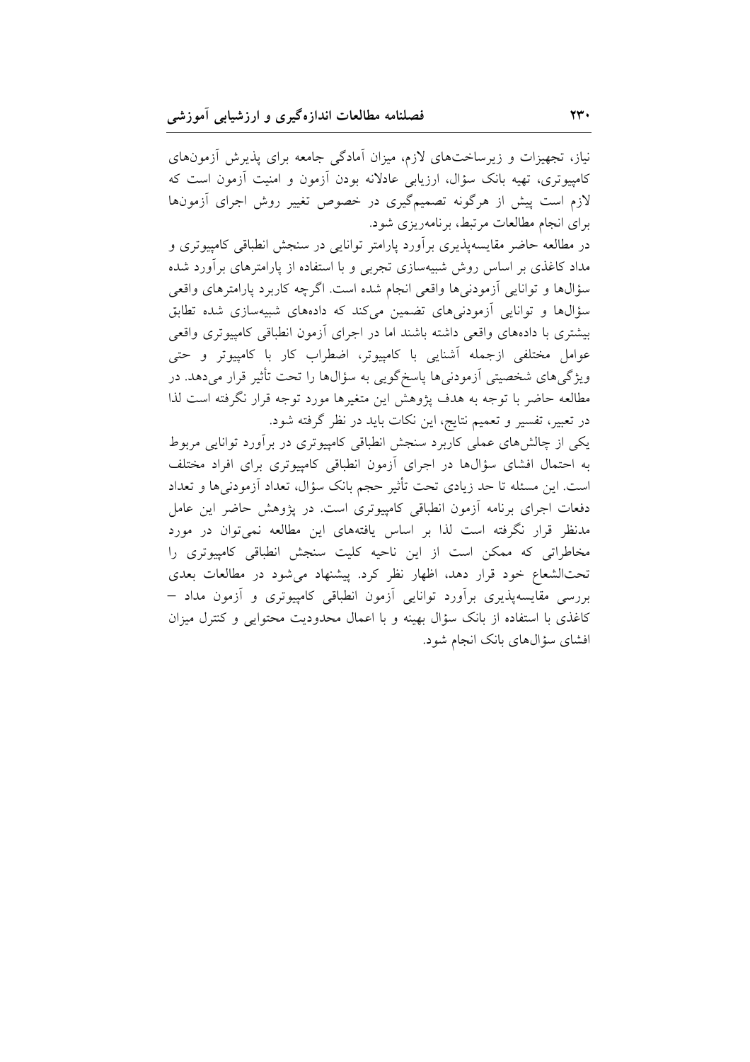نیاز، تجهیزات و زیرساخت‌های لازم، میزان آمادگی جامعه برای پذیرش آزمون‌های کامپیوتری، تهیه بانک سؤال، ارزیابی عادلانه بودن آزمون و امنیت آزمون است که لازم است پیش از هرگونه تصمیم‌گیری در خصوص تغییر روش اجرای آزمون‌ها برای انجام مطالعات مرتبط، برنامه‌ریزی شود.

در مطالعه حاضر مقایسه‌پذیری برآورد پارامتر توانایی در سنجش انطباقی کامپیوتری و مداد کاغذی بر اساس روش شبیه‌سازی تجربی و با استفاده از پارامترهای برآورد شده سؤال‌ها و توانایی آزمودنی‌ها واقعی انجام شده است. اگرچه کاربرد پارامترهای واقعی سؤال‌ها و توانایی آزمودنی‌های تضمین می‌کند که داده‌های شبیه‌سازی شده تطابق بیشتری با داده‌های واقعی داشته باشند اما در اجرای آزمون انطباقی کامپیوتری واقعی عوامل مختلفی ازجمله آشنایی با کامپیوتر، اضطراب کار با کامپیوتر و حتی ویژگی‌های شخصیتی آزمودنی‌ها پاسخ‌گویی به سؤال‌ها را تحت تأثیر قرار می‌دهد. در مطالعه حاضر با توجه به هدف پژوهش این متغیرها مورد توجه قرار نگرفته است لذا در تعبیر، تفسیر و تعمیم نتایج، این نکات باید در نظر گرفته شود.

یکی از چالش‌های عملی کاربرد سنجش انطباقی کامپیوتری در برآورد توانایی مربوط به احتمال افشای سؤال‌ها در اجرای آزمون انطباقی کامپیوتری برای افراد مختلف است. این مسئله تا حد زیادی تحت تأثیر حجم بانک سؤال، تعداد آزمودنی‌ها و تعداد دفعات اجرای برنامه آزمون انطباقی کامپیوتری است. در پژوهش حاضر این عامل مدنظر قرار نگرفته است لذا بر اساس یافته‌های این مطالعه نمی‌توان در مورد مخاطراتی که ممکن است از این ناحیه کلیت سنجش انطباقی کامپیوتری را تحت‌الشعاع خود قرار دهد، اظهار نظر کرد. پیشنهاد می‌شود در مطالعات بعدی بررسی مقایسه‌پذیری برآورد توانایی آزمون انطباقی کامپیوتری و آزمون مداد – کاغذی با استفاده از بانک سؤال بهینه و با اعمال محدودیت محتوایی و کنترل میزان افشای سؤال‌های بانک انجام شود.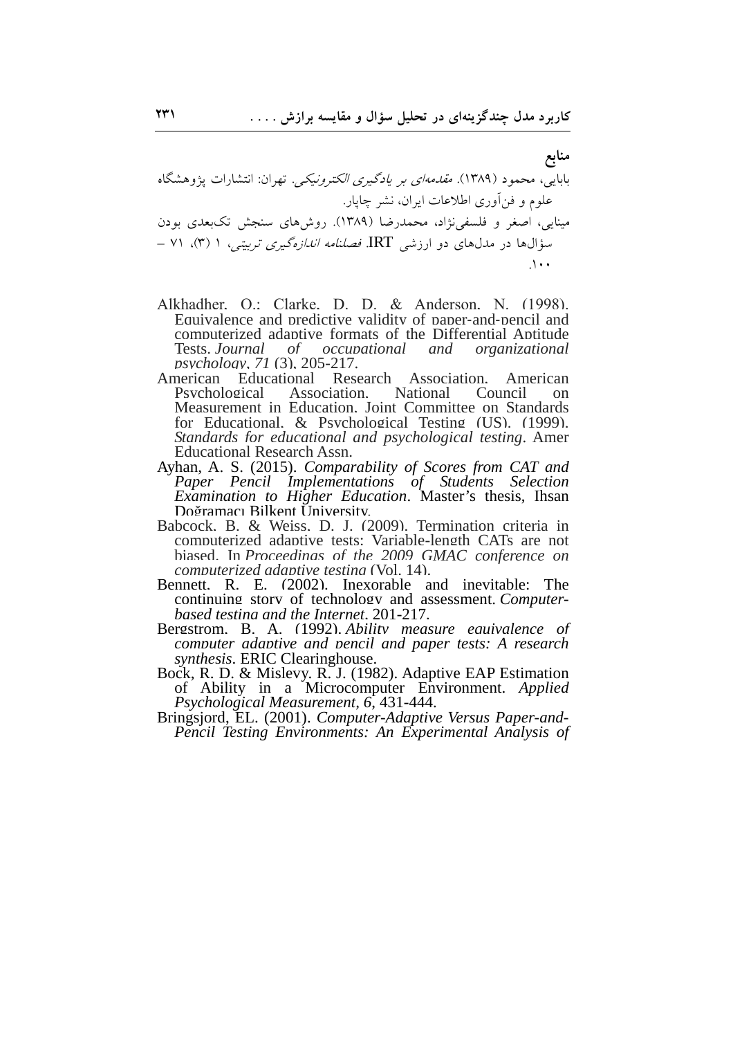## منابع

بابایی، محمود (۱۳۸۹). *مقدمه‌ای بر یادگیری الکترونیکی*. تهران: انتشارات پژوهشگاه علوم و فن‌آوری اطلاعات ایران، نشر چاپار.

مینایی، اصغر و فلسفی‌نژاد، محمدرضا (۱۳۸۹). روش‌های سنجش تک‌بعدی بودن سؤال‌ها در مدل‌های دو ارزشی IRT. *فصلنامه اندازه‌گیری تربیتی*، ۱ (۳)، ۷۱ – ۱۰۰.

Alkhadher, O.; Clarke, D. D. & Anderson, N. (1998). Equivalence and predictive validity of paper-and-pencil and computerized adaptive formats of the Differential Aptitude Tests. *Journal of occupational and organizational psychology*, *71* (3), 205-217.

American Educational Research Association, American Psychological Association, National Council on Measurement in Education, Joint Committee on Standards for Educational, & Psychological Testing (US). (1999). *Standards for educational and psychological testing*. Amer Educational Research Assn.

Ayhan, A. S. (2015). *Comparability of Scores from CAT and Paper Pencil Implementations of Students Selection Examination to Higher Education*. Master's thesis, Ihsan Doğramacı Bilkent University.

Babcock, B. & Weiss, D. J. (2009). Termination criteria in computerized adaptive tests: Variable-length CATs are not biased. In *Proceedings of the 2009 GMAC conference on computerized adaptive testing* (Vol. 14).

Bennett, R. E. (2002). Inexorable and inevitable: The continuing story of technology and assessment. *Computer-based testing and the Internet*, 201-217.

Bergstrom, B. A. (1992). *Ability measure equivalence of computer adaptive and pencil and paper tests: A research synthesis*. ERIC Clearinghouse.

Bock, R. D. & Mislevy, R. J. (1982). Adaptive EAP Estimation of Ability in a Microcomputer Environment. *Applied Psychological Measurement*, *6*, 431-444.

Bringsjord, EL. (2001). *Computer-Adaptive Versus Paper-and-Pencil Testing Environments: An Experimental Analysis of*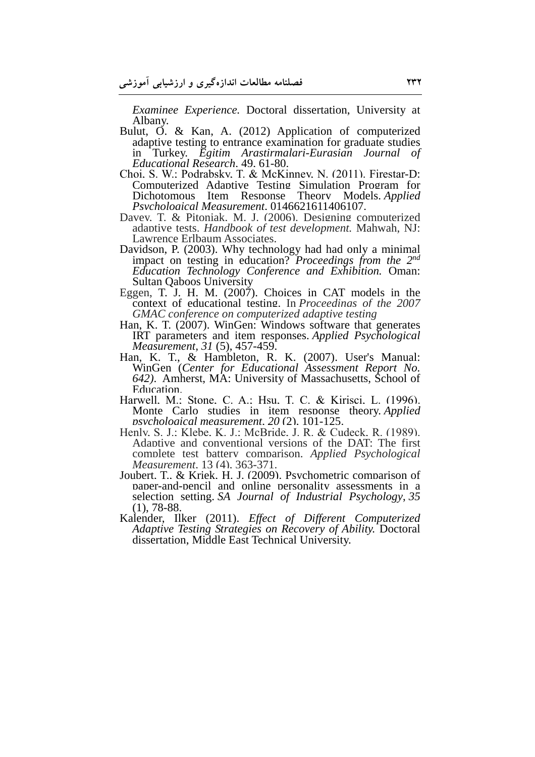*Examinee Experience.* Doctoral dissertation, University at Albany.

Bulut, O. & Kan, A. (2012) Application of computerized adaptive testing to entrance examination for graduate studies in Turkey. *Egitim Arastirmalari-Eurasian Journal of Educational Research*. 49. 61-80.

Choi, S. W.; Podrabsky, T. & McKinney, N. (2011). Firestar-D: Computerized Adaptive Testing Simulation Program for Dichotomous Item Response Theory Models. *Applied Psychological Measurement*. 0146621611406107.

Davey, T. & Pitoniak, M. J. (2006). Designing computerized adaptive tests. *Handbook of test development.* Mahwah, NJ: Lawrence Erlbaum Associates.

Davidson, P. (2003). Why technology had had only a minimal impact on testing in education? *Proceedings from the 2nd Education Technology Conference and Exhibition.* Oman: Sultan Qaboos University

Eggen, T. J. H. M. (2007). Choices in CAT models in the context of educational testing. In *Proceedings of the 2007 GMAC conference on computerized adaptive testing*

Han, K. T. (2007). WinGen: Windows software that generates IRT parameters and item responses. *Applied Psychological Measurement, 31* (5), 457-459.

Han, K. T., & Hambleton, R. K. (2007). User's Manual: WinGen (*Center for Educational Assessment Report No. 642)*. Amherst, MA: University of Massachusetts, School of Education.

Harwell, M.; Stone, C. A.; Hsu, T. C. & Kirisci, L. (1996). Monte Carlo studies in item response theory. *Applied psychological measurement*. *20* (2), 101-125.

Henly, S. J.; Klebe, K. J.; McBride, J. R. & Cudeck, R. (1989). Adaptive and conventional versions of the DAT: The first complete test battery comparison. *Applied Psychological Measurement*. 13 (4), 363-371.

Joubert, T., & Kriek, H. J. (2009). Psychometric comparison of paper-and-pencil and online personality assessments in a selection setting. *SA Journal of Industrial Psychology*, *35* (1), 78-88.

Kalender, Ilker (2011). *Effect of Different Computerized Adaptive Testing Strategies on Recovery of Ability.* Doctoral dissertation, Middle East Technical University.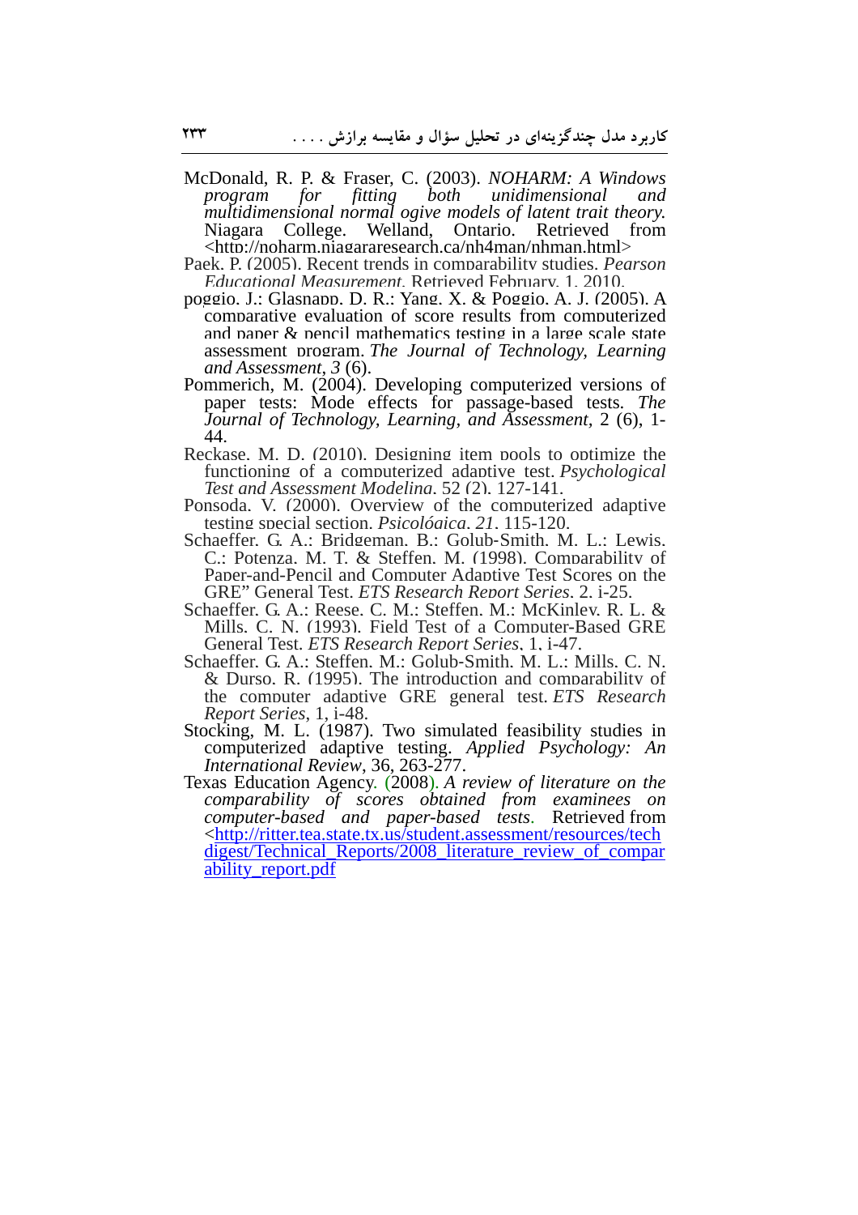McDonald, R. P. & Fraser, C. (2003). *NOHARM: A Windows program for fitting both unidimensional and multidimensional normal ogive models of latent trait theory.* Niagara College. Welland, Ontario. Retrieved from <http://noharm.niagararesearch.ca/nh4man/nhman.html>

Paek, P. (2005). Recent trends in comparability studies. *Pearson Educational Measurement*. Retrieved February, 1, 2010.

poggio, J.; Glasnapp, D. R.; Yang, X. & Poggio, A. J. (2005). A comparative evaluation of score results from computerized and paper & pencil mathematics testing in a large scale state assessment program. *The Journal of Technology, Learning and Assessment*, *3* (6).

Pommerich, M. (2004). Developing computerized versions of paper tests: Mode effects for passage-based tests. *The Journal of Technology, Learning, and Assessment*, 2 (6), 1-44.

Reckase, M. D. (2010). Designing item pools to optimize the functioning of a computerized adaptive test. *Psychological Test and Assessment Modeling*, 52 (2), 127-141.

Ponsoda, V. (2000). Overview of the computerized adaptive testing special section. *Psicológica*, *21*, 115-120.

Schaeffer, G. A.; Bridgeman, B.; Golub-Smith, M. L.; Lewis, C.; Potenza, M. T. & Steffen, M. (1998). Comparability of Paper-and-Pencil and Computer Adaptive Test Scores on the GRE" General Test. *ETS Research Report Series*, 2, i-25.

Schaeffer, G. A.; Reese, C. M.; Steffen, M.; McKinley, R. L. & Mills, C. N. (1993). Field Test of a Computer-Based GRE General Test. *ETS Research Report Series*, 1, i-47.

Schaeffer, G. A.; Steffen, M.; Golub-Smith, M. L.; Mills, C. N. & Durso, R. (1995). The introduction and comparability of the computer adaptive GRE general test. *ETS Research Report Series*, 1, i-48.

Stocking, M. L. (1987). Two simulated feasibility studies in computerized adaptive testing. *Applied Psychology: An International Review*, 36, 263-277.

Texas Education Agency. (2008). *A review of literature on the comparability of scores obtained from examinees on computer-based and paper-based tests*. Retrieved from <http://ritter.tea.state.tx.us/student.assessment/resources/techdigest/Technical_Reports/2008_literature_review_of_comparability_report.pdf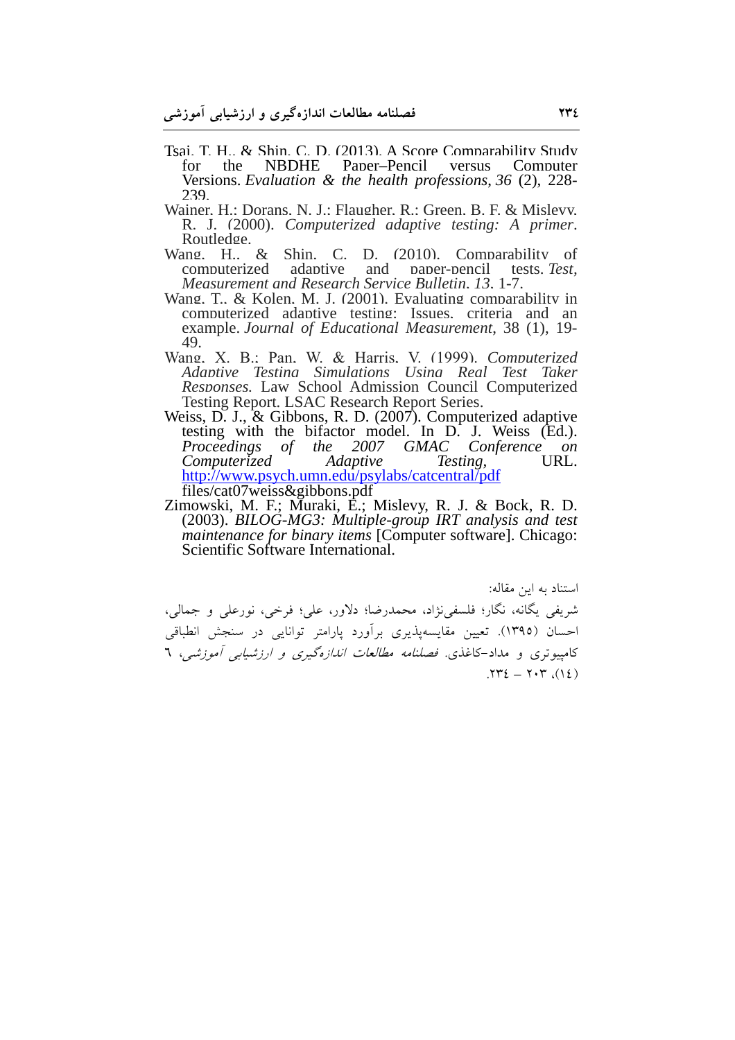Tsai, T. H., & Shin, C. D. (2013). A Score Comparability Study for the NBDHE Paper–Pencil versus Computer Versions. *Evaluation & the health professions*, *36* (2), 228-239.

Wainer, H.; Dorans, N. J.; Flaugher, R.; Green, B. F. & Mislevy, R. J. (2000). *Computerized adaptive testing: A primer*. Routledge.

Wang, H., & Shin, C. D. (2010). Comparability of computerized adaptive and paper-pencil tests. *Test, Measurement and Research Service Bulletin*, *13*, 1-7.

Wang, T., & Kolen, M. J. (2001). Evaluating comparability in computerized adaptive testing: Issues, criteria and an example. *Journal of Educational Measurement*, 38 (1), 19-49.

Wang, X. B.; Pan, W. & Harris, V. (1999). *Computerized Adaptive Testing Simulations Using Real Test Taker Responses*. Law School Admission Council Computerized Testing Report. LSAC Research Report Series.

Weiss, D. J., & Gibbons, R. D. (2007). Computerized adaptive testing with the bifactor model. In D. J. Weiss (Ed.). *Proceedings of the 2007 GMAC Conference on Computerized Adaptive Testing*, URL. http://www.psych.umn.edu/psylabs/catcentral/pdf files/cat07weiss&gibbons.pdf

Zimowski, M. F.; Muraki, E.; Mislevy, R. J. & Bock, R. D. (2003). *BILOG-MG3: Multiple-group IRT analysis and test maintenance for binary items* [Computer software]. Chicago: Scientific Software International.

استناد به این مقاله:

شریفی یگانه، نگار؛ فلسفی‌نژاد، محمدرضا؛ دلاور، علی؛ فرخی، نورعلی و جمالی، احسان (۱۳۹۵). تعیین مقایسه‌پذیری برآورد پارامتر توانایی در سنجش انطباقی کامپیوتری و مداد-کاغذی. *فصلنامه مطالعات اندازه‌گیری و ارزشیابی آموزشی*، ٦ (١٤)، ٢٠٣ – ٢٣٤.